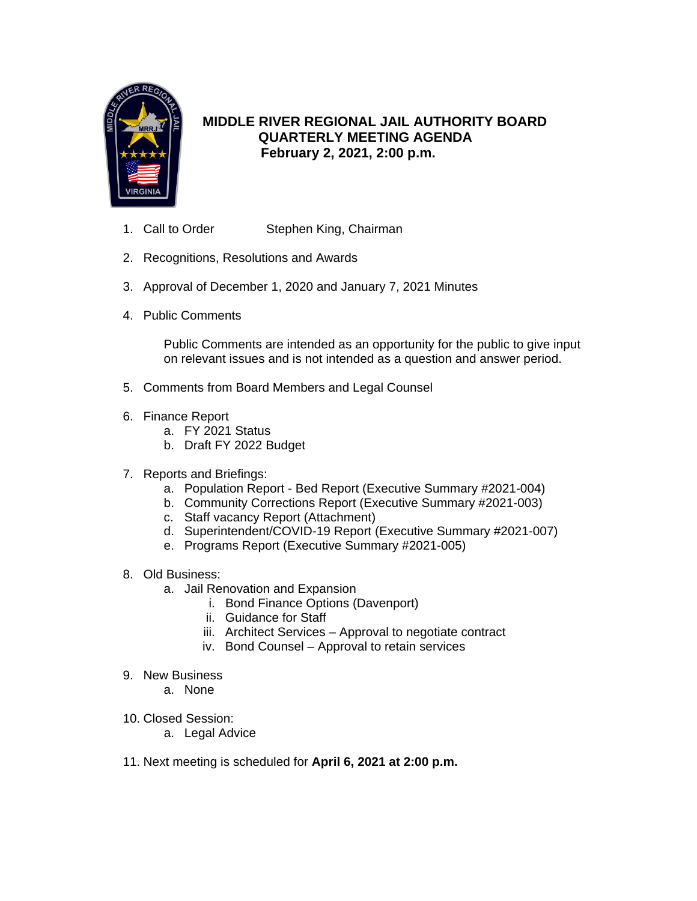# MIDDLE RIVER REGIONAL JAIL AUTHORITY BOARD
## QUARTERLY MEETING AGENDA
### February 2, 2021, 2:00 p.m.

1. Call to Order Stephen King, Chairman

2. Recognitions, Resolutions and Awards

3. Approval of December 1, 2020 and January 7, 2021 Minutes

4. Public Comments

   Public Comments are intended as an opportunity for the public to give input on relevant issues and is not intended as a question and answer period.

5. Comments from Board Members and Legal Counsel

6. Finance Report
   a. FY 2021 Status
   b. Draft FY 2022 Budget

7. Reports and Briefings:
   a. Population Report - Bed Report (Executive Summary #2021-004)
   b. Community Corrections Report (Executive Summary #2021-003)
   c. Staff vacancy Report (Attachment)
   d. Superintendent/COVID-19 Report (Executive Summary #2021-007)
   e. Programs Report (Executive Summary #2021-005)

8. Old Business:
   a. Jail Renovation and Expansion
      i. Bond Finance Options (Davenport)
      ii. Guidance for Staff
      iii. Architect Services – Approval to negotiate contract
      iv. Bond Counsel – Approval to retain services

9. New Business
   a. None

10. Closed Session:
    a. Legal Advice

11. Next meeting is scheduled for **April 6, 2021 at 2:00 p.m.**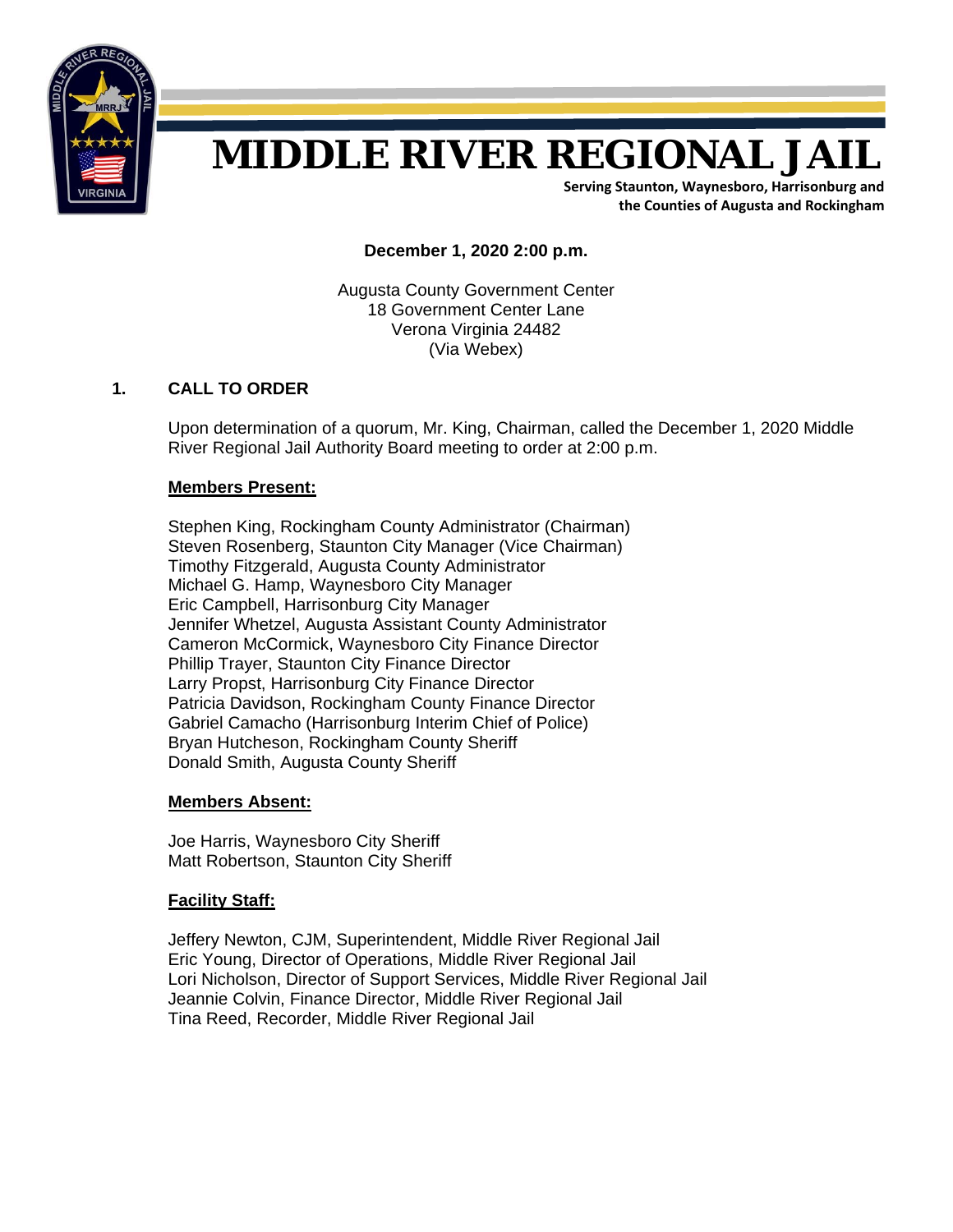# MIDDLE RIVER REGIONAL JAIL

**Serving Staunton, Waynesboro, Harrisonburg and the Counties of Augusta and Rockingham**

**December 1, 2020 2:00 p.m.**

Augusta County Government Center
18 Government Center Lane
Verona Virginia 24482
(Via Webex)

## 1. CALL TO ORDER

Upon determination of a quorum, Mr. King, Chairman, called the December 1, 2020 Middle River Regional Jail Authority Board meeting to order at 2:00 p.m.

**Members Present:**

Stephen King, Rockingham County Administrator (Chairman)
Steven Rosenberg, Staunton City Manager (Vice Chairman)
Timothy Fitzgerald, Augusta County Administrator
Michael G. Hamp, Waynesboro City Manager
Eric Campbell, Harrisonburg City Manager
Jennifer Whetzel, Augusta Assistant County Administrator
Cameron McCormick, Waynesboro City Finance Director
Phillip Trayer, Staunton City Finance Director
Larry Propst, Harrisonburg City Finance Director
Patricia Davidson, Rockingham County Finance Director
Gabriel Camacho (Harrisonburg Interim Chief of Police)
Bryan Hutcheson, Rockingham County Sheriff
Donald Smith, Augusta County Sheriff

**Members Absent:**

Joe Harris, Waynesboro City Sheriff
Matt Robertson, Staunton City Sheriff

**Facility Staff:**

Jeffery Newton, CJM, Superintendent, Middle River Regional Jail
Eric Young, Director of Operations, Middle River Regional Jail
Lori Nicholson, Director of Support Services, Middle River Regional Jail
Jeannie Colvin, Finance Director, Middle River Regional Jail
Tina Reed, Recorder, Middle River Regional Jail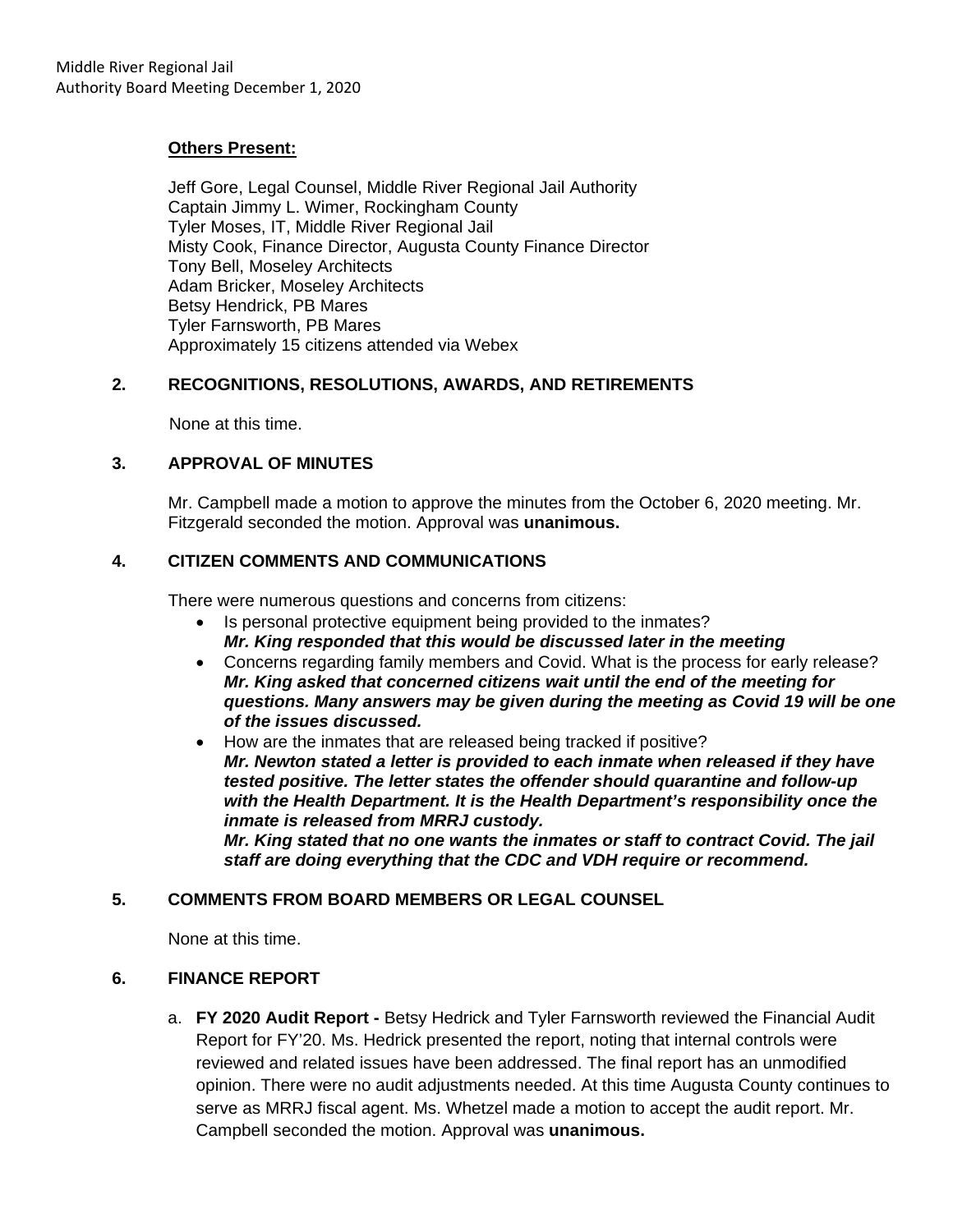**Others Present:**

Jeff Gore, Legal Counsel, Middle River Regional Jail Authority
Captain Jimmy L. Wimer, Rockingham County
Tyler Moses, IT, Middle River Regional Jail
Misty Cook, Finance Director, Augusta County Finance Director
Tony Bell, Moseley Architects
Adam Bricker, Moseley Architects
Betsy Hendrick, PB Mares
Tyler Farnsworth, PB Mares
Approximately 15 citizens attended via Webex

## 2. RECOGNITIONS, RESOLUTIONS, AWARDS, AND RETIREMENTS

None at this time.

## 3. APPROVAL OF MINUTES

Mr. Campbell made a motion to approve the minutes from the October 6, 2020 meeting. Mr. Fitzgerald seconded the motion. Approval was **unanimous.**

## 4. CITIZEN COMMENTS AND COMMUNICATIONS

There were numerous questions and concerns from citizens:

- Is personal protective equipment being provided to the inmates?
  ***Mr. King responded that this would be discussed later in the meeting***
- Concerns regarding family members and Covid. What is the process for early release?
  ***Mr. King asked that concerned citizens wait until the end of the meeting for questions. Many answers may be given during the meeting as Covid 19 will be one of the issues discussed.***
- How are the inmates that are released being tracked if positive?
  ***Mr. Newton stated a letter is provided to each inmate when released if they have tested positive. The letter states the offender should quarantine and follow-up with the Health Department. It is the Health Department's responsibility once the inmate is released from MRRJ custody.***
  ***Mr. King stated that no one wants the inmates or staff to contract Covid. The jail staff are doing everything that the CDC and VDH require or recommend.***

## 5. COMMENTS FROM BOARD MEMBERS OR LEGAL COUNSEL

None at this time.

## 6. FINANCE REPORT

a. **FY 2020 Audit Report -** Betsy Hedrick and Tyler Farnsworth reviewed the Financial Audit Report for FY'20. Ms. Hedrick presented the report, noting that internal controls were reviewed and related issues have been addressed. The final report has an unmodified opinion. There were no audit adjustments needed. At this time Augusta County continues to serve as MRRJ fiscal agent. Ms. Whetzel made a motion to accept the audit report. Mr. Campbell seconded the motion. Approval was **unanimous.**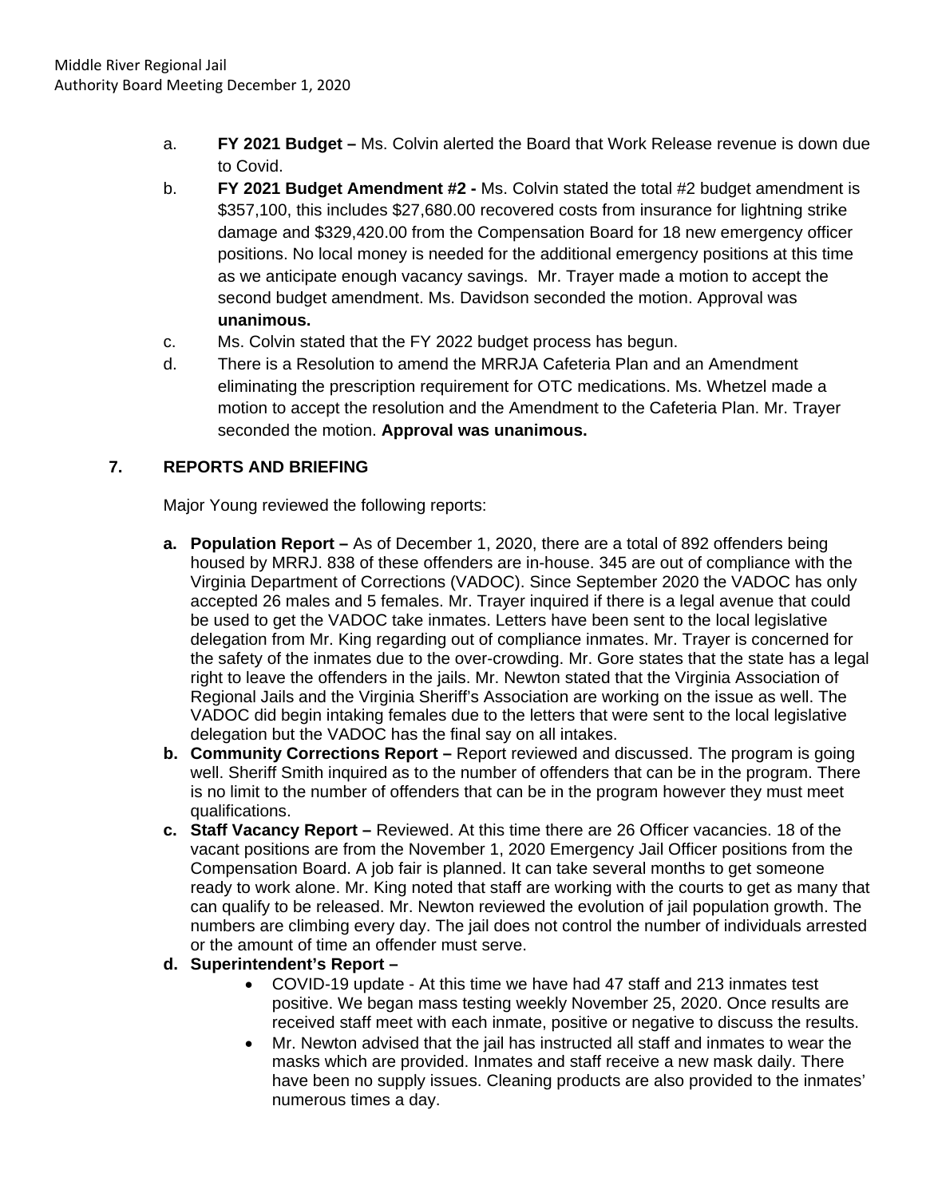a. **FY 2021 Budget –** Ms. Colvin alerted the Board that Work Release revenue is down due to Covid.

b. **FY 2021 Budget Amendment #2 -** Ms. Colvin stated the total #2 budget amendment is $357,100, this includes $27,680.00 recovered costs from insurance for lightning strike damage and $329,420.00 from the Compensation Board for 18 new emergency officer positions. No local money is needed for the additional emergency positions at this time as we anticipate enough vacancy savings. Mr. Trayer made a motion to accept the second budget amendment. Ms. Davidson seconded the motion. Approval was **unanimous.**

c. Ms. Colvin stated that the FY 2022 budget process has begun.

d. There is a Resolution to amend the MRRJA Cafeteria Plan and an Amendment eliminating the prescription requirement for OTC medications. Ms. Whetzel made a motion to accept the resolution and the Amendment to the Cafeteria Plan. Mr. Trayer seconded the motion. **Approval was unanimous.**

## 7. REPORTS AND BRIEFING

Major Young reviewed the following reports:

**a. Population Report –** As of December 1, 2020, there are a total of 892 offenders being housed by MRRJ. 838 of these offenders are in-house. 345 are out of compliance with the Virginia Department of Corrections (VADOC). Since September 2020 the VADOC has only accepted 26 males and 5 females. Mr. Trayer inquired if there is a legal avenue that could be used to get the VADOC take inmates. Letters have been sent to the local legislative delegation from Mr. King regarding out of compliance inmates. Mr. Trayer is concerned for the safety of the inmates due to the over-crowding. Mr. Gore states that the state has a legal right to leave the offenders in the jails. Mr. Newton stated that the Virginia Association of Regional Jails and the Virginia Sheriff's Association are working on the issue as well. The VADOC did begin intaking females due to the letters that were sent to the local legislative delegation but the VADOC has the final say on all intakes.

**b. Community Corrections Report –** Report reviewed and discussed. The program is going well. Sheriff Smith inquired as to the number of offenders that can be in the program. There is no limit to the number of offenders that can be in the program however they must meet qualifications.

**c. Staff Vacancy Report –** Reviewed. At this time there are 26 Officer vacancies. 18 of the vacant positions are from the November 1, 2020 Emergency Jail Officer positions from the Compensation Board. A job fair is planned. It can take several months to get someone ready to work alone. Mr. King noted that staff are working with the courts to get as many that can qualify to be released. Mr. Newton reviewed the evolution of jail population growth. The numbers are climbing every day. The jail does not control the number of individuals arrested or the amount of time an offender must serve.

**d. Superintendent's Report –**

- COVID-19 update - At this time we have had 47 staff and 213 inmates test positive. We began mass testing weekly November 25, 2020. Once results are received staff meet with each inmate, positive or negative to discuss the results.
- Mr. Newton advised that the jail has instructed all staff and inmates to wear the masks which are provided. Inmates and staff receive a new mask daily. There have been no supply issues. Cleaning products are also provided to the inmates' numerous times a day.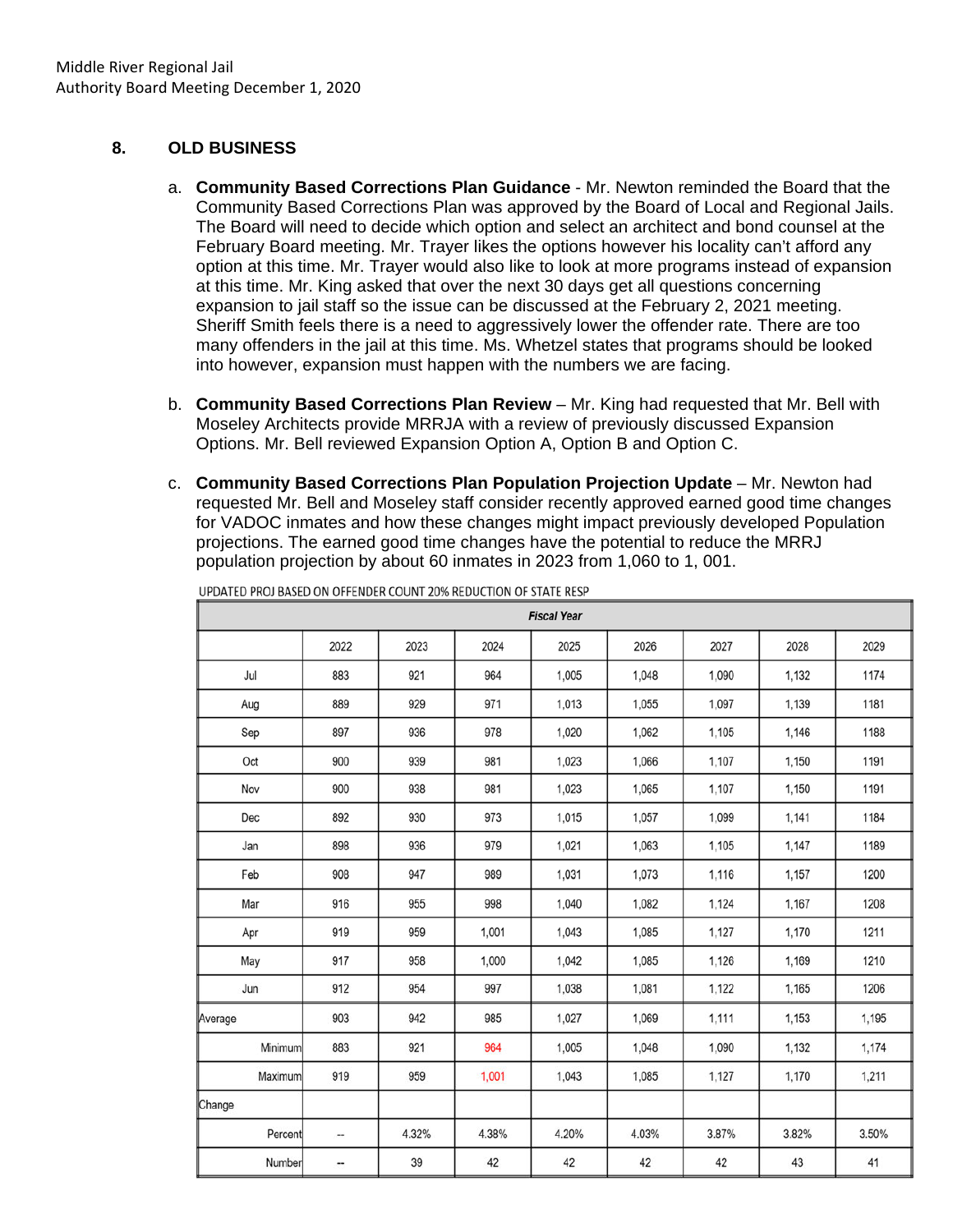Middle River Regional Jail
Authority Board Meeting December 1, 2020

## 8. OLD BUSINESS

a. **Community Based Corrections Plan Guidance** - Mr. Newton reminded the Board that the Community Based Corrections Plan was approved by the Board of Local and Regional Jails. The Board will need to decide which option and select an architect and bond counsel at the February Board meeting. Mr. Trayer likes the options however his locality can't afford any option at this time. Mr. Trayer would also like to look at more programs instead of expansion at this time. Mr. King asked that over the next 30 days get all questions concerning expansion to jail staff so the issue can be discussed at the February 2, 2021 meeting. Sheriff Smith feels there is a need to aggressively lower the offender rate. There are too many offenders in the jail at this time. Ms. Whetzel states that programs should be looked into however, expansion must happen with the numbers we are facing.

b. **Community Based Corrections Plan Review** – Mr. King had requested that Mr. Bell with Moseley Architects provide MRRJA with a review of previously discussed Expansion Options. Mr. Bell reviewed Expansion Option A, Option B and Option C.

c. **Community Based Corrections Plan Population Projection Update** – Mr. Newton had requested Mr. Bell and Moseley staff consider recently approved earned good time changes for VADOC inmates and how these changes might impact previously developed Population projections. The earned good time changes have the potential to reduce the MRRJ population projection by about 60 inmates in 2023 from 1,060 to 1, 001.

UPDATED PROJ BASED ON OFFENDER COUNT 20% REDUCTION OF STATE RESP

| | *Fiscal Year* | | | | | | | |
|---|---|---|---|---|---|---|---|---|
| | 2022 | 2023 | 2024 | 2025 | 2026 | 2027 | 2028 | 2029 |
| Jul | 883 | 921 | 964 | 1,005 | 1,048 | 1,090 | 1,132 | 1174 |
| Aug | 889 | 929 | 971 | 1,013 | 1,055 | 1,097 | 1,139 | 1181 |
| Sep | 897 | 936 | 978 | 1,020 | 1,062 | 1,105 | 1,146 | 1188 |
| Oct | 900 | 939 | 981 | 1,023 | 1,066 | 1,107 | 1,150 | 1191 |
| Nov | 900 | 938 | 981 | 1,023 | 1,065 | 1,107 | 1,150 | 1191 |
| Dec | 892 | 930 | 973 | 1,015 | 1,057 | 1,099 | 1,141 | 1184 |
| Jan | 898 | 936 | 979 | 1,021 | 1,063 | 1,105 | 1,147 | 1189 |
| Feb | 908 | 947 | 989 | 1,031 | 1,073 | 1,116 | 1,157 | 1200 |
| Mar | 916 | 955 | 998 | 1,040 | 1,082 | 1,124 | 1,167 | 1208 |
| Apr | 919 | 959 | 1,001 | 1,043 | 1,085 | 1,127 | 1,170 | 1211 |
| May | 917 | 958 | 1,000 | 1,042 | 1,085 | 1,126 | 1,169 | 1210 |
| Jun | 912 | 954 | 997 | 1,038 | 1,081 | 1,122 | 1,165 | 1206 |
| Average | 903 | 942 | 985 | 1,027 | 1,069 | 1,111 | 1,153 | 1,195 |
| Minimum | 883 | 921 | 964 | 1,005 | 1,048 | 1,090 | 1,132 | 1,174 |
| Maximum | 919 | 959 | 1,001 | 1,043 | 1,085 | 1,127 | 1,170 | 1,211 |
| Change | | | | | | | | |
| Percent | -- | 4.32% | 4.38% | 4.20% | 4.03% | 3.87% | 3.82% | 3.50% |
| Number | -- | 39 | 42 | 42 | 42 | 42 | 43 | 41 |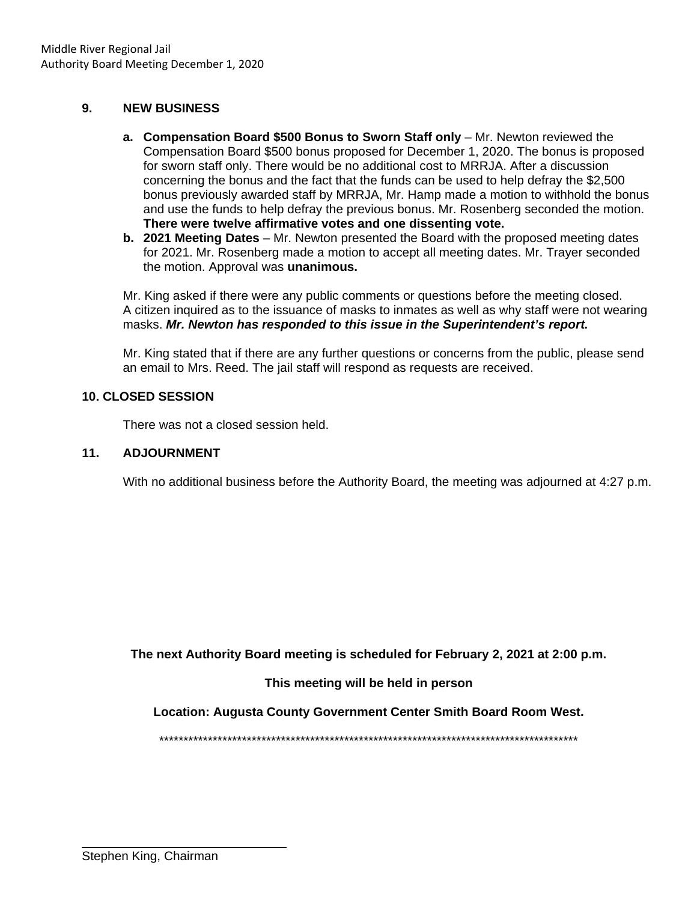## 9. NEW BUSINESS

a. **Compensation Board $500 Bonus to Sworn Staff only** – Mr. Newton reviewed the Compensation Board $500 bonus proposed for December 1, 2020. The bonus is proposed for sworn staff only. There would be no additional cost to MRRJA. After a discussion concerning the bonus and the fact that the funds can be used to help defray the $2,500 bonus previously awarded staff by MRRJA, Mr. Hamp made a motion to withhold the bonus and use the funds to help defray the previous bonus. Mr. Rosenberg seconded the motion. **There were twelve affirmative votes and one dissenting vote.**

b. **2021 Meeting Dates** – Mr. Newton presented the Board with the proposed meeting dates for 2021. Mr. Rosenberg made a motion to accept all meeting dates. Mr. Trayer seconded the motion. Approval was **unanimous.**

Mr. King asked if there were any public comments or questions before the meeting closed. A citizen inquired as to the issuance of masks to inmates as well as why staff were not wearing masks. ***Mr. Newton has responded to this issue in the Superintendent's report.***

Mr. King stated that if there are any further questions or concerns from the public, please send an email to Mrs. Reed. The jail staff will respond as requests are received.

## 10. CLOSED SESSION

There was not a closed session held.

## 11. ADJOURNMENT

With no additional business before the Authority Board, the meeting was adjourned at 4:27 p.m.

**The next Authority Board meeting is scheduled for February 2, 2021 at 2:00 p.m.**

**This meeting will be held in person**

**Location: Augusta County Government Center Smith Board Room West.**

*****************************************************************************************

Stephen King, Chairman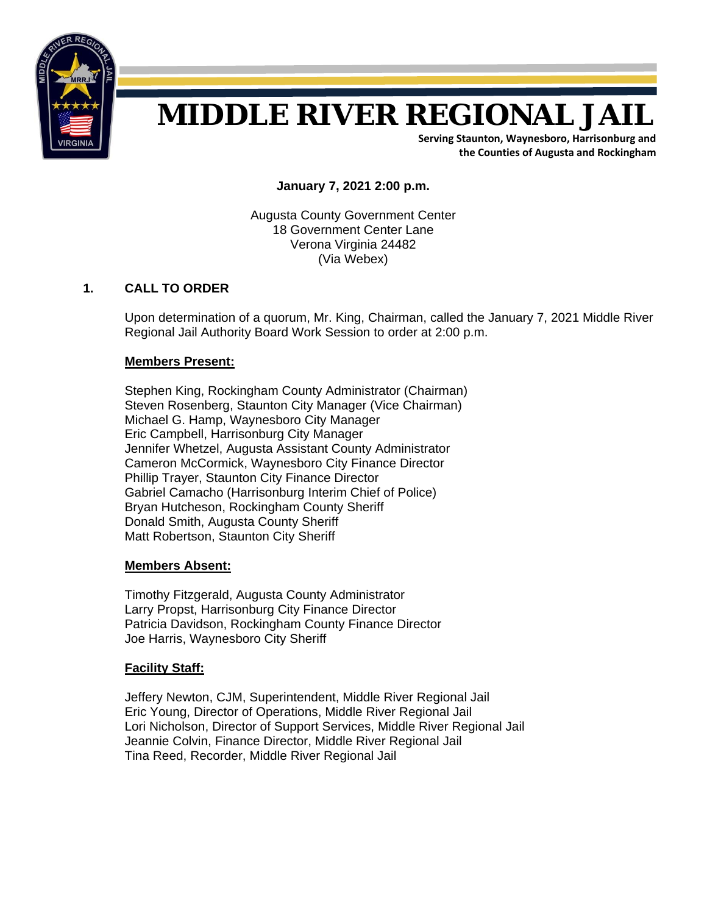# MIDDLE RIVER REGIONAL JAIL

**Serving Staunton, Waynesboro, Harrisonburg and the Counties of Augusta and Rockingham**

**January 7, 2021 2:00 p.m.**

Augusta County Government Center
18 Government Center Lane
Verona Virginia 24482
(Via Webex)

## 1. CALL TO ORDER

Upon determination of a quorum, Mr. King, Chairman, called the January 7, 2021 Middle River Regional Jail Authority Board Work Session to order at 2:00 p.m.

**Members Present:**

Stephen King, Rockingham County Administrator (Chairman)
Steven Rosenberg, Staunton City Manager (Vice Chairman)
Michael G. Hamp, Waynesboro City Manager
Eric Campbell, Harrisonburg City Manager
Jennifer Whetzel, Augusta Assistant County Administrator
Cameron McCormick, Waynesboro City Finance Director
Phillip Trayer, Staunton City Finance Director
Gabriel Camacho (Harrisonburg Interim Chief of Police)
Bryan Hutcheson, Rockingham County Sheriff
Donald Smith, Augusta County Sheriff
Matt Robertson, Staunton City Sheriff

**Members Absent:**

Timothy Fitzgerald, Augusta County Administrator
Larry Propst, Harrisonburg City Finance Director
Patricia Davidson, Rockingham County Finance Director
Joe Harris, Waynesboro City Sheriff

**Facility Staff:**

Jeffery Newton, CJM, Superintendent, Middle River Regional Jail
Eric Young, Director of Operations, Middle River Regional Jail
Lori Nicholson, Director of Support Services, Middle River Regional Jail
Jeannie Colvin, Finance Director, Middle River Regional Jail
Tina Reed, Recorder, Middle River Regional Jail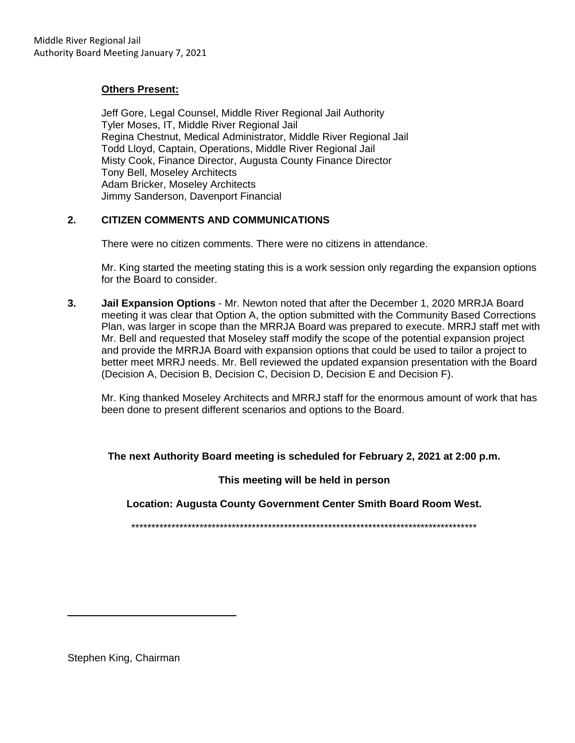**Others Present:**

Jeff Gore, Legal Counsel, Middle River Regional Jail Authority
Tyler Moses, IT, Middle River Regional Jail
Regina Chestnut, Medical Administrator, Middle River Regional Jail
Todd Lloyd, Captain, Operations, Middle River Regional Jail
Misty Cook, Finance Director, Augusta County Finance Director
Tony Bell, Moseley Architects
Adam Bricker, Moseley Architects
Jimmy Sanderson, Davenport Financial

**2. CITIZEN COMMENTS AND COMMUNICATIONS**

There were no citizen comments. There were no citizens in attendance.

Mr. King started the meeting stating this is a work session only regarding the expansion options for the Board to consider.

**3. Jail Expansion Options** - Mr. Newton noted that after the December 1, 2020 MRRJA Board meeting it was clear that Option A, the option submitted with the Community Based Corrections Plan, was larger in scope than the MRRJA Board was prepared to execute. MRRJ staff met with Mr. Bell and requested that Moseley staff modify the scope of the potential expansion project and provide the MRRJA Board with expansion options that could be used to tailor a project to better meet MRRJ needs. Mr. Bell reviewed the updated expansion presentation with the Board (Decision A, Decision B, Decision C, Decision D, Decision E and Decision F).

Mr. King thanked Moseley Architects and MRRJ staff for the enormous amount of work that has been done to present different scenarios and options to the Board.

**The next Authority Board meeting is scheduled for February 2, 2021 at 2:00 p.m.**

**This meeting will be held in person**

**Location: Augusta County Government Center Smith Board Room West.**

*******************************************************************************************

\_\_\_\_\_\_\_\_\_\_\_\_\_\_\_\_\_\_\_\_\_\_\_\_\_\_\_\_\_\_\_\_

Stephen King, Chairman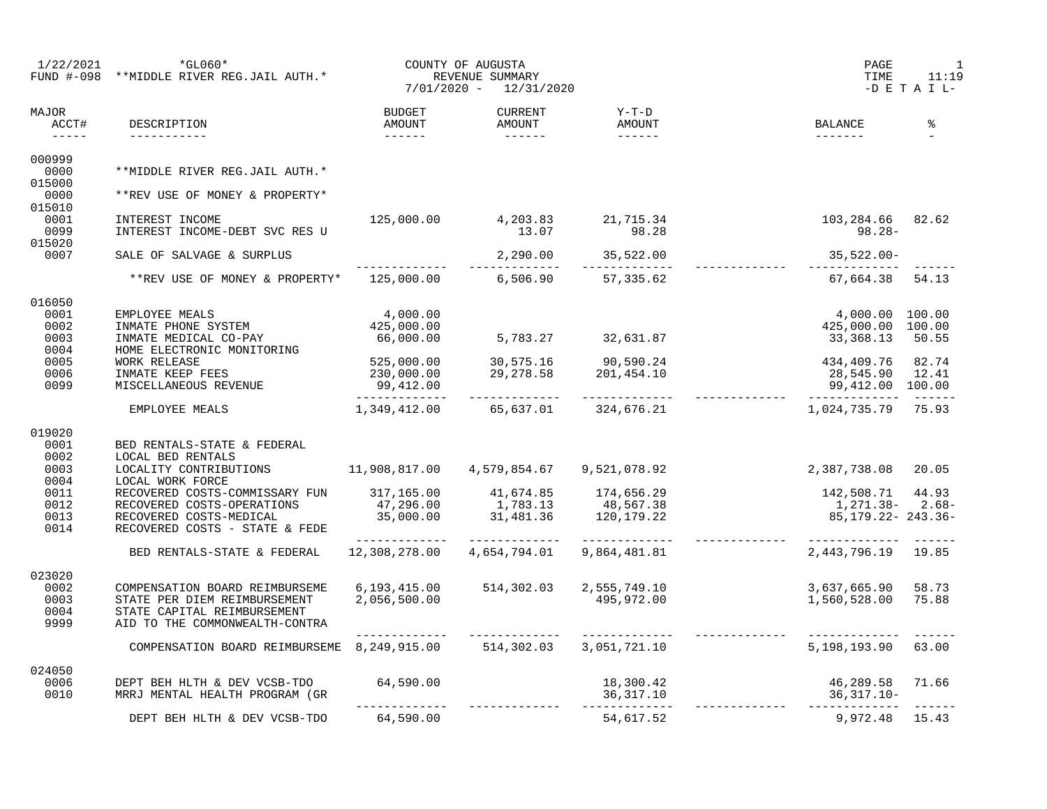1/22/2021 *GL060* COUNTY OF AUGUSTA
FUND #-098 **MIDDLE RIVER REG.JAIL AUTH.* REVENUE SUMMARY
7/01/2020 - 12/31/2020
-D E T A I L-

| MAJOR ACCT# | DESCRIPTION | BUDGET AMOUNT | CURRENT AMOUNT | Y-T-D AMOUNT | | BALANCE | % |
|---|---|---|---|---|---|---|---|
| 000999 | | | | | | | |
| 0000 | **MIDDLE RIVER REG.JAIL AUTH.* | | | | | | |
| 015000 | | | | | | | |
| 0000 | **REV USE OF MONEY & PROPERTY* | | | | | | |
| 015010 | | | | | | | |
| 0001 | INTEREST INCOME | 125,000.00 | 4,203.83 | 21,715.34 | | 103,284.66 | 82.62 |
| 0099 | INTEREST INCOME-DEBT SVC RES U | | 13.07 | 98.28 | | 98.28- | |
| 015020 | | | | | | | |
| 0007 | SALE OF SALVAGE & SURPLUS | | 2,290.00 | 35,522.00 | | 35,522.00- | |
| | **REV USE OF MONEY & PROPERTY* | 125,000.00 | 6,506.90 | 57,335.62 | | 67,664.38 | 54.13 |
| 016050 | | | | | | | |
| 0001 | EMPLOYEE MEALS | 4,000.00 | | | | 4,000.00 | 100.00 |
| 0002 | INMATE PHONE SYSTEM | 425,000.00 | | | | 425,000.00 | 100.00 |
| 0003 | INMATE MEDICAL CO-PAY | 66,000.00 | 5,783.27 | 32,631.87 | | 33,368.13 | 50.55 |
| 0004 | HOME ELECTRONIC MONITORING | | | | | | |
| 0005 | WORK RELEASE | 525,000.00 | 30,575.16 | 90,590.24 | | 434,409.76 | 82.74 |
| 0006 | INMATE KEEP FEES | 230,000.00 | 29,278.58 | 201,454.10 | | 28,545.90 | 12.41 |
| 0099 | MISCELLANEOUS REVENUE | 99,412.00 | | | | 99,412.00 | 100.00 |
| | EMPLOYEE MEALS | 1,349,412.00 | 65,637.01 | 324,676.21 | | 1,024,735.79 | 75.93 |
| 019020 | | | | | | | |
| 0001 | BED RENTALS-STATE & FEDERAL | | | | | | |
| 0002 | LOCAL BED RENTALS | | | | | | |
| 0003 | LOCALITY CONTRIBUTIONS | 11,908,817.00 | 4,579,854.67 | 9,521,078.92 | | 2,387,738.08 | 20.05 |
| 0004 | LOCAL WORK FORCE | | | | | | |
| 0011 | RECOVERED COSTS-COMMISSARY FUN | 317,165.00 | 41,674.85 | 174,656.29 | | 142,508.71 | 44.93 |
| 0012 | RECOVERED COSTS-OPERATIONS | 47,296.00 | 1,783.13 | 48,567.38 | | 1,271.38- | 2.68- |
| 0013 | RECOVERED COSTS-MEDICAL | 35,000.00 | 31,481.36 | 120,179.22 | | 85,179.22- | 243.36- |
| 0014 | RECOVERED COSTS - STATE & FEDE | | | | | | |
| | BED RENTALS-STATE & FEDERAL | 12,308,278.00 | 4,654,794.01 | 9,864,481.81 | | 2,443,796.19 | 19.85 |
| 023020 | | | | | | | |
| 0002 | COMPENSATION BOARD REIMBURSEME | 6,193,415.00 | 514,302.03 | 2,555,749.10 | | 3,637,665.90 | 58.73 |
| 0003 | STATE PER DIEM REIMBURSEMENT | 2,056,500.00 | | 495,972.00 | | 1,560,528.00 | 75.88 |
| 0004 | STATE CAPITAL REIMBURSEMENT | | | | | | |
| 9999 | AID TO THE COMMONWEALTH-CONTRA | | | | | | |
| | COMPENSATION BOARD REIMBURSEME | 8,249,915.00 | 514,302.03 | 3,051,721.10 | | 5,198,193.90 | 63.00 |
| 024050 | | | | | | | |
| 0006 | DEPT BEH HLTH & DEV VCSB-TDO | 64,590.00 | | 18,300.42 | | 46,289.58 | 71.66 |
| 0010 | MRRJ MENTAL HEALTH PROGRAM (GR | | | 36,317.10 | | 36,317.10- | |
| | DEPT BEH HLTH & DEV VCSB-TDO | 64,590.00 | | 54,617.52 | | 9,972.48 | 15.43 |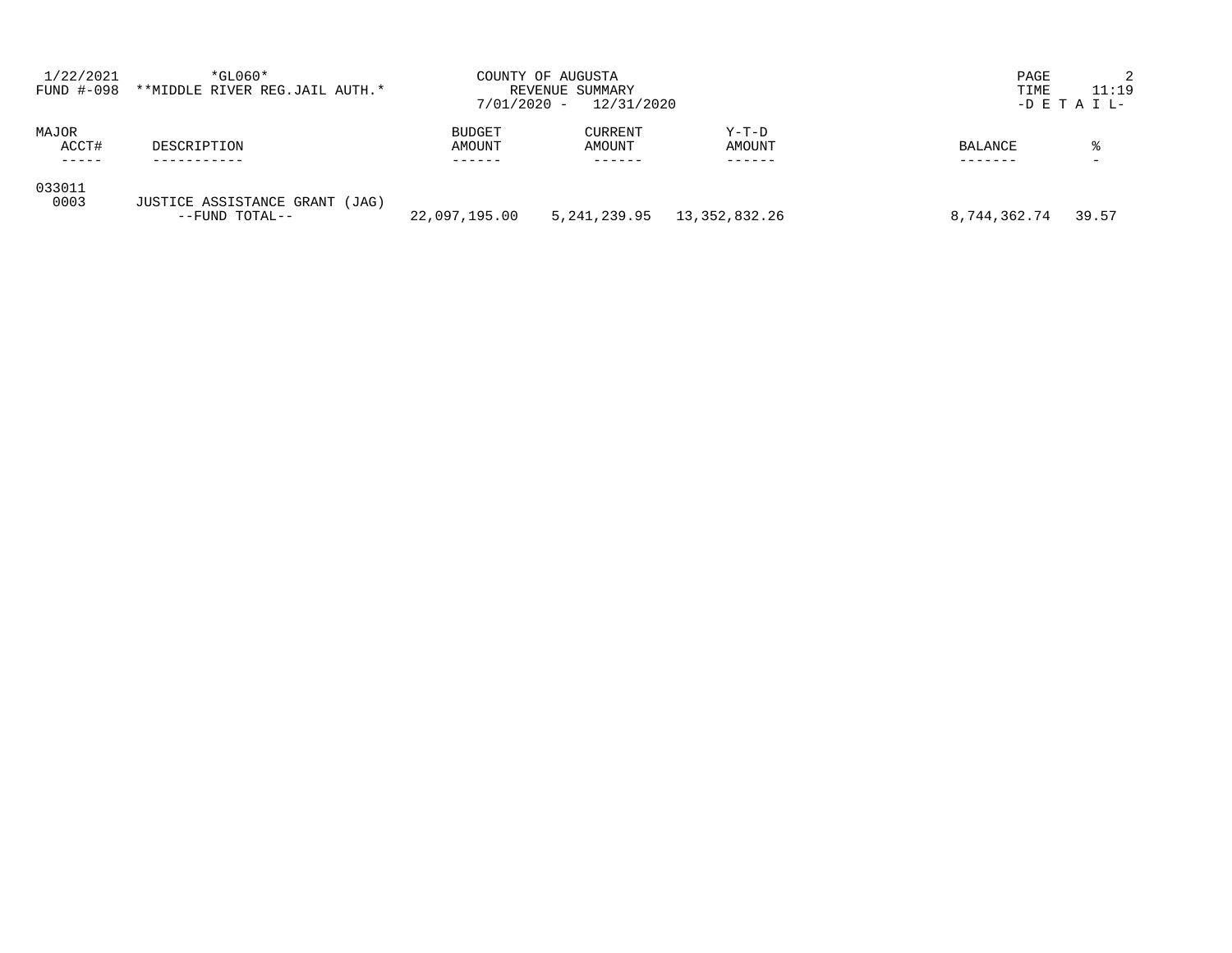1/22/2021 *GL060* COUNTY OF AUGUSTA

FUND #-098 **MIDDLE RIVER REG.JAIL AUTH.* REVENUE SUMMARY

7/01/2020 - 12/31/2020

-D E T A I L-

| MAJOR ACCT# | DESCRIPTION | BUDGET AMOUNT | CURRENT AMOUNT | Y-T-D AMOUNT | BALANCE | % |
|---|---|---|---|---|---|---|
| 033011 | | | | | | |
| 0003 | JUSTICE ASSISTANCE GRANT (JAG) | | | | | |
| | --FUND TOTAL-- | 22,097,195.00 | 5,241,239.95 | 13,352,832.26 | 8,744,362.74 | 39.57 |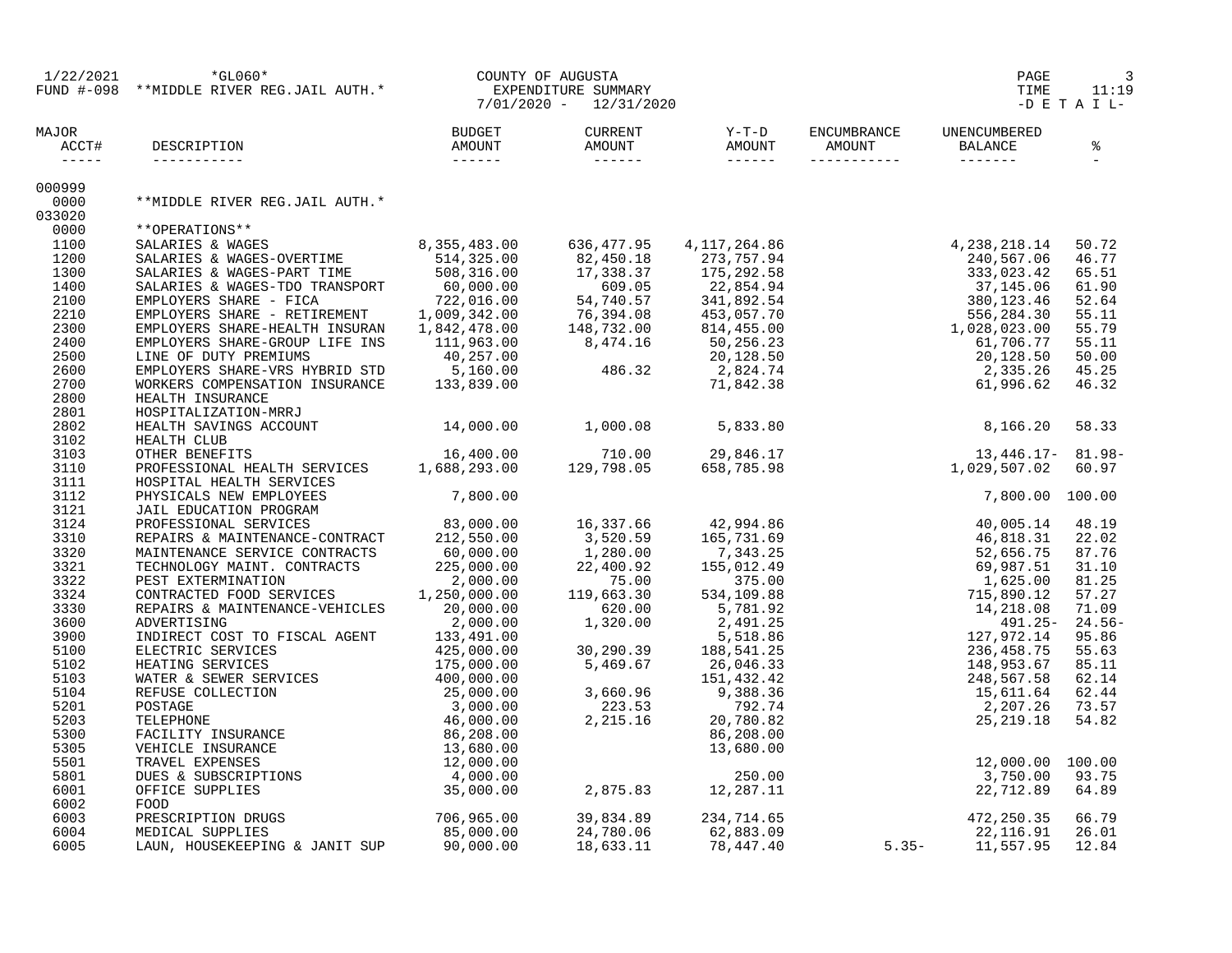1/22/2021 *GL060* COUNTY OF AUGUSTA
FUND #-098 **MIDDLE RIVER REG.JAIL AUTH.* EXPENDITURE SUMMARY
7/01/2020 - 12/31/2020
-D E T A I L-

| MAJOR ACCT# | DESCRIPTION | BUDGET AMOUNT | CURRENT AMOUNT | Y-T-D AMOUNT | ENCUMBRANCE AMOUNT | UNENCUMBERED BALANCE | % |
|---|---|---|---|---|---|---|---|
| 000999 | | | | | | | |
| 0000 | **MIDDLE RIVER REG.JAIL AUTH.* | | | | | | |
| 033020 | | | | | | | |
| 0000 | **OPERATIONS** | | | | | | |
| 1100 | SALARIES & WAGES | 8,355,483.00 | 636,477.95 | 4,117,264.86 | | 4,238,218.14 | 50.72 |
| 1200 | SALARIES & WAGES-OVERTIME | 514,325.00 | 82,450.18 | 273,757.94 | | 240,567.06 | 46.77 |
| 1300 | SALARIES & WAGES-PART TIME | 508,316.00 | 17,338.37 | 175,292.58 | | 333,023.42 | 65.51 |
| 1400 | SALARIES & WAGES-TDO TRANSPORT | 60,000.00 | 609.05 | 22,854.94 | | 37,145.06 | 61.90 |
| 2100 | EMPLOYERS SHARE - FICA | 722,016.00 | 54,740.57 | 341,892.54 | | 380,123.46 | 52.64 |
| 2210 | EMPLOYERS SHARE - RETIREMENT | 1,009,342.00 | 76,394.08 | 453,057.70 | | 556,284.30 | 55.11 |
| 2300 | EMPLOYERS SHARE-HEALTH INSURAN | 1,842,478.00 | 148,732.00 | 814,455.00 | | 1,028,023.00 | 55.79 |
| 2400 | EMPLOYERS SHARE-GROUP LIFE INS | 111,963.00 | 8,474.16 | 50,256.23 | | 61,706.77 | 55.11 |
| 2500 | LINE OF DUTY PREMIUMS | 40,257.00 | | 20,128.50 | | 20,128.50 | 50.00 |
| 2600 | EMPLOYERS SHARE-VRS HYBRID STD | 5,160.00 | 486.32 | 2,824.74 | | 2,335.26 | 45.25 |
| 2700 | WORKERS COMPENSATION INSURANCE | 133,839.00 | | 71,842.38 | | 61,996.62 | 46.32 |
| 2800 | HEALTH INSURANCE | | | | | | |
| 2801 | HOSPITALIZATION-MRRJ | | | | | | |
| 2802 | HEALTH SAVINGS ACCOUNT | 14,000.00 | 1,000.08 | 5,833.80 | | 8,166.20 | 58.33 |
| 3102 | HEALTH CLUB | | | | | | |
| 3103 | OTHER BENEFITS | 16,400.00 | 710.00 | 29,846.17 | | 13,446.17- | 81.98- |
| 3110 | PROFESSIONAL HEALTH SERVICES | 1,688,293.00 | 129,798.05 | 658,785.98 | | 1,029,507.02 | 60.97 |
| 3111 | HOSPITAL HEALTH SERVICES | | | | | | |
| 3112 | PHYSICALS NEW EMPLOYEES | 7,800.00 | | | | 7,800.00 | 100.00 |
| 3121 | JAIL EDUCATION PROGRAM | | | | | | |
| 3124 | PROFESSIONAL SERVICES | 83,000.00 | 16,337.66 | 42,994.86 | | 40,005.14 | 48.19 |
| 3310 | REPAIRS & MAINTENANCE-CONTRACT | 212,550.00 | 3,520.59 | 165,731.69 | | 46,818.31 | 22.02 |
| 3320 | MAINTENANCE SERVICE CONTRACTS | 60,000.00 | 1,280.00 | 7,343.25 | | 52,656.75 | 87.76 |
| 3321 | TECHNOLOGY MAINT. CONTRACTS | 225,000.00 | 22,400.92 | 155,012.49 | | 69,987.51 | 31.10 |
| 3322 | PEST EXTERMINATION | 2,000.00 | 75.00 | 375.00 | | 1,625.00 | 81.25 |
| 3324 | CONTRACTED FOOD SERVICES | 1,250,000.00 | 119,663.30 | 534,109.88 | | 715,890.12 | 57.27 |
| 3330 | REPAIRS & MAINTENANCE-VEHICLES | 20,000.00 | 620.00 | 5,781.92 | | 14,218.08 | 71.09 |
| 3600 | ADVERTISING | 2,000.00 | 1,320.00 | 2,491.25 | | 491.25- | 24.56- |
| 3900 | INDIRECT COST TO FISCAL AGENT | 133,491.00 | | 5,518.86 | | 127,972.14 | 95.86 |
| 5100 | ELECTRIC SERVICES | 425,000.00 | 30,290.39 | 188,541.25 | | 236,458.75 | 55.63 |
| 5102 | HEATING SERVICES | 175,000.00 | 5,469.67 | 26,046.33 | | 148,953.67 | 85.11 |
| 5103 | WATER & SEWER SERVICES | 400,000.00 | | 151,432.42 | | 248,567.58 | 62.14 |
| 5104 | REFUSE COLLECTION | 25,000.00 | 3,660.96 | 9,388.36 | | 15,611.64 | 62.44 |
| 5201 | POSTAGE | 3,000.00 | 223.53 | 792.74 | | 2,207.26 | 73.57 |
| 5203 | TELEPHONE | 46,000.00 | 2,215.16 | 20,780.82 | | 25,219.18 | 54.82 |
| 5300 | FACILITY INSURANCE | 86,208.00 | | 86,208.00 | | | |
| 5305 | VEHICLE INSURANCE | 13,680.00 | | 13,680.00 | | | |
| 5501 | TRAVEL EXPENSES | 12,000.00 | | | | 12,000.00 | 100.00 |
| 5801 | DUES & SUBSCRIPTIONS | 4,000.00 | | 250.00 | | 3,750.00 | 93.75 |
| 6001 | OFFICE SUPPLIES | 35,000.00 | 2,875.83 | 12,287.11 | | 22,712.89 | 64.89 |
| 6002 | FOOD | | | | | | |
| 6003 | PRESCRIPTION DRUGS | 706,965.00 | 39,834.89 | 234,714.65 | | 472,250.35 | 66.79 |
| 6004 | MEDICAL SUPPLIES | 85,000.00 | 24,780.06 | 62,883.09 | | 22,116.91 | 26.01 |
| 6005 | LAUN, HOUSEKEEPING & JANIT SUP | 90,000.00 | 18,633.11 | 78,447.40 | 5.35- | 11,557.95 | 12.84 |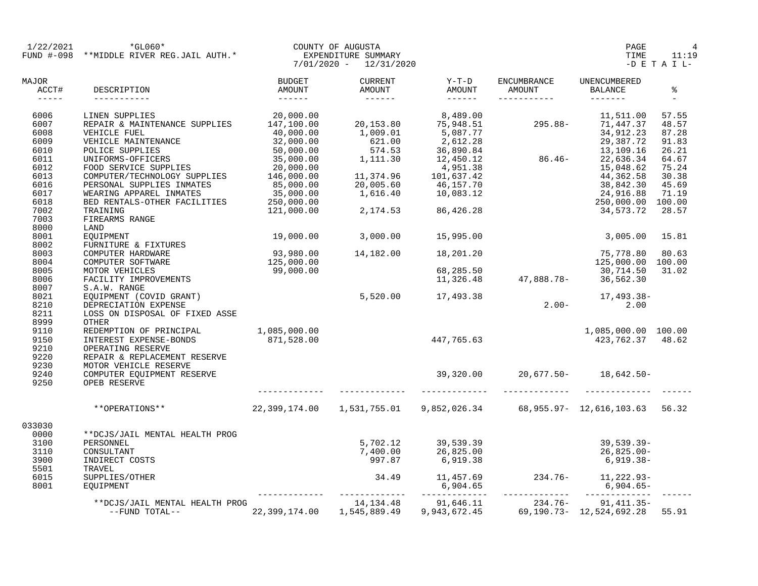1/22/2021 *GL060* COUNTY OF AUGUSTA
FUND #-098 **MIDDLE RIVER REG.JAIL AUTH.* EXPENDITURE SUMMARY
7/01/2020 - 12/31/2020

TIME 11:19
-D E T A I L-

| MAJOR ACCT# | DESCRIPTION | BUDGET AMOUNT | CURRENT AMOUNT | Y-T-D AMOUNT | ENCUMBRANCE AMOUNT | UNENCUMBERED BALANCE | % |
|---|---|---|---|---|---|---|---|
| 6006 | LINEN SUPPLIES | 20,000.00 | | 8,489.00 | | 11,511.00 | 57.55 |
| 6007 | REPAIR & MAINTENANCE SUPPLIES | 147,100.00 | 20,153.80 | 75,948.51 | 295.88- | 71,447.37 | 48.57 |
| 6008 | VEHICLE FUEL | 40,000.00 | 1,009.01 | 5,087.77 | | 34,912.23 | 87.28 |
| 6009 | VEHICLE MAINTENANCE | 32,000.00 | 621.00 | 2,612.28 | | 29,387.72 | 91.83 |
| 6010 | POLICE SUPPLIES | 50,000.00 | 574.53 | 36,890.84 | | 13,109.16 | 26.21 |
| 6011 | UNIFORMS-OFFICERS | 35,000.00 | 1,111.30 | 12,450.12 | 86.46- | 22,636.34 | 64.67 |
| 6012 | FOOD SERVICE SUPPLIES | 20,000.00 | | 4,951.38 | | 15,048.62 | 75.24 |
| 6013 | COMPUTER/TECHNOLOGY SUPPLIES | 146,000.00 | 11,374.96 | 101,637.42 | | 44,362.58 | 30.38 |
| 6016 | PERSONAL SUPPLIES INMATES | 85,000.00 | 20,005.60 | 46,157.70 | | 38,842.30 | 45.69 |
| 6017 | WEARING APPAREL INMATES | 35,000.00 | 1,616.40 | 10,083.12 | | 24,916.88 | 71.19 |
| 6018 | BED RENTALS-OTHER FACILITIES | 250,000.00 | | | | 250,000.00 | 100.00 |
| 7002 | TRAINING | 121,000.00 | 2,174.53 | 86,426.28 | | 34,573.72 | 28.57 |
| 7003 | FIREARMS RANGE | | | | | | |
| 8000 | LAND | | | | | | |
| 8001 | EQUIPMENT | 19,000.00 | 3,000.00 | 15,995.00 | | 3,005.00 | 15.81 |
| 8002 | FURNITURE & FIXTURES | | | | | | |
| 8003 | COMPUTER HARDWARE | 93,980.00 | 14,182.00 | 18,201.20 | | 75,778.80 | 80.63 |
| 8004 | COMPUTER SOFTWARE | 125,000.00 | | | | 125,000.00 | 100.00 |
| 8005 | MOTOR VEHICLES | 99,000.00 | | 68,285.50 | | 30,714.50 | 31.02 |
| 8006 | FACILITY IMPROVEMENTS | | | 11,326.48 | 47,888.78- | 36,562.30 | |
| 8007 | S.A.W. RANGE | | | | | | |
| 8021 | EQUIPMENT (COVID GRANT) | | 5,520.00 | 17,493.38 | | 17,493.38- | |
| 8210 | DEPRECIATION EXPENSE | | | | 2.00- | 2.00 | |
| 8211 | LOSS ON DISPOSAL OF FIXED ASSE | | | | | | |
| 8999 | OTHER | | | | | | |
| 9110 | REDEMPTION OF PRINCIPAL | 1,085,000.00 | | | | 1,085,000.00 | 100.00 |
| 9150 | INTEREST EXPENSE-BONDS | 871,528.00 | | 447,765.63 | | 423,762.37 | 48.62 |
| 9210 | OPERATING RESERVE | | | | | | |
| 9220 | REPAIR & REPLACEMENT RESERVE | | | | | | |
| 9230 | MOTOR VEHICLE RESERVE | | | | | | |
| 9240 | COMPUTER EQUIPMENT RESERVE | | | 39,320.00 | 20,677.50- | 18,642.50- | |
| 9250 | OPEB RESERVE | | | | | | |
| | **OPERATIONS** | 22,399,174.00 | 1,531,755.01 | 9,852,026.34 | 68,955.97- | 12,616,103.63 | 56.32 |
| 033030 | | | | | | | |
| 0000 | **DCJS/JAIL MENTAL HEALTH PROG | | | | | | |
| 3100 | PERSONNEL | | 5,702.12 | 39,539.39 | | 39,539.39- | |
| 3110 | CONSULTANT | | 7,400.00 | 26,825.00 | | 26,825.00- | |
| 3900 | INDIRECT COSTS | | 997.87 | 6,919.38 | | 6,919.38- | |
| 5501 | TRAVEL | | | | | | |
| 6015 | SUPPLIES/OTHER | | 34.49 | 11,457.69 | 234.76- | 11,222.93- | |
| 8001 | EQUIPMENT | | | 6,904.65 | | 6,904.65- | |
| | **DCJS/JAIL MENTAL HEALTH PROG | | 14,134.48 | 91,646.11 | 234.76- | 91,411.35- | |
| | --FUND TOTAL-- | 22,399,174.00 | 1,545,889.49 | 9,943,672.45 | 69,190.73- | 12,524,692.28 | 55.91 |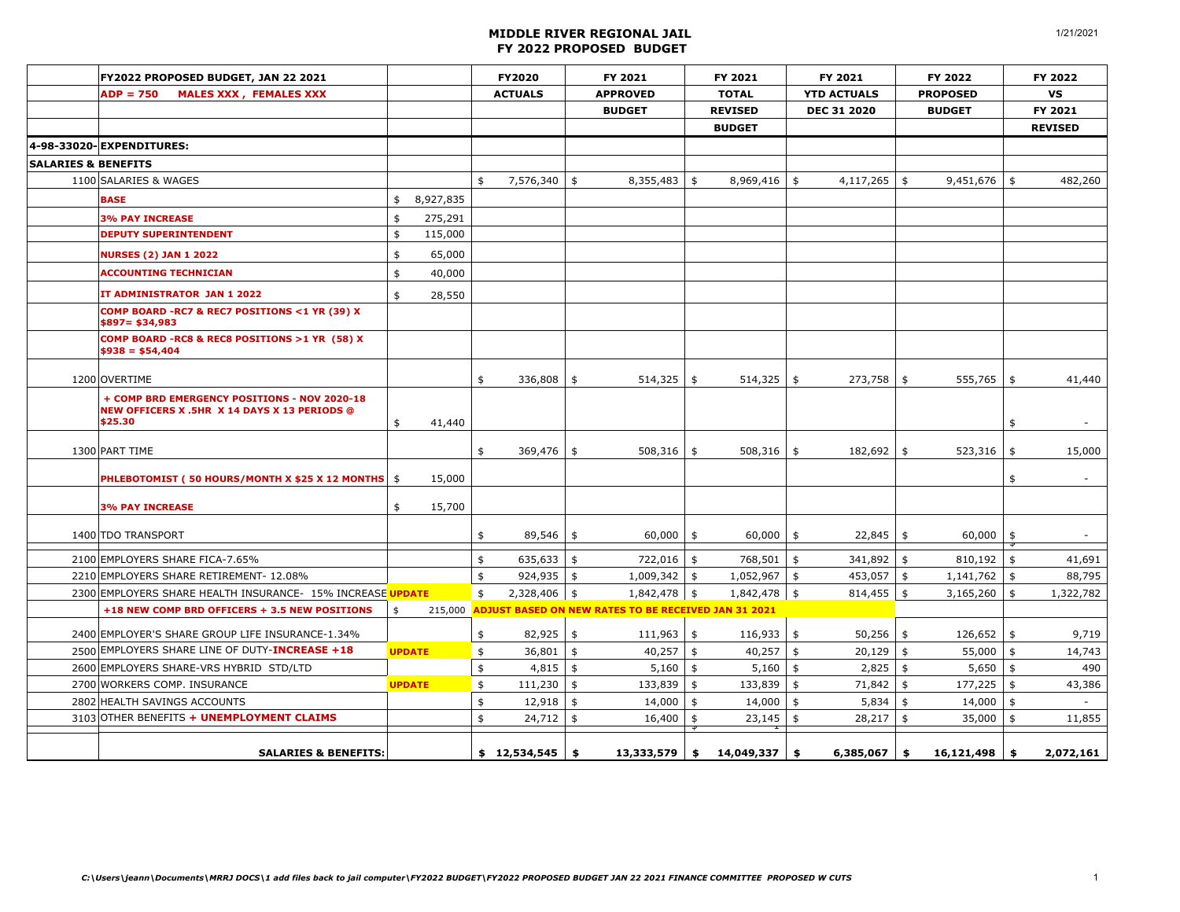# MIDDLE RIVER REGIONAL JAIL
## FY 2022 PROPOSED BUDGET

| | FY2022 PROPOSED BUDGET, JAN 22 2021 | | FY2020 | FY 2021 | FY 2021 | FY 2021 | FY 2022 | FY 2022 |
|---|---|---|---|---|---|---|---|---|
| | ADP = 750 MALES XXX , FEMALES XXX | | ACTUALS | APPROVED | TOTAL | YTD ACTUALS | PROPOSED | VS |
| | | | | BUDGET | REVISED | DEC 31 2020 | BUDGET | FY 2021 |
| | | | | | BUDGET | | | REVISED |
| 4-98-33020- | EXPENDITURES: | | | | | | | |
| SALARIES & BENEFITS | | | | | | | | |
| 1100 | SALARIES & WAGES | | $ 7,576,340 | $ 8,355,483 | $ 8,969,416 | $ 4,117,265 | $ 9,451,676 | $ 482,260 |
| | BASE | $ 8,927,835 | | | | | | |
| | 3% PAY INCREASE | $ 275,291 | | | | | | |
| | DEPUTY SUPERINTENDENT | $ 115,000 | | | | | | |
| | NURSES (2) JAN 1 2022 | $ 65,000 | | | | | | |
| | ACCOUNTING TECHNICIAN | $ 40,000 | | | | | | |
| | IT ADMINISTRATOR JAN 1 2022 | $ 28,550 | | | | | | |
| | COMP BOARD -RC7 & REC7 POSITIONS <1 YR (39) X $897= $34,983 | | | | | | | |
| | COMP BOARD -RC8 & REC8 POSITIONS >1 YR (58) X $938 = $54,404 | | | | | | | |
| 1200 | OVERTIME | | $ 336,808 | $ 514,325 | $ 514,325 | $ 273,758 | $ 555,765 | $ 41,440 |
| | + COMP BRD EMERGENCY POSITIONS - NOV 2020-18 NEW OFFICERS X .5HR X 14 DAYS X 13 PERIODS @ $25.30 | $ 41,440 | | | | | | $ - |
| 1300 | PART TIME | | $ 369,476 | $ 508,316 | $ 508,316 | $ 182,692 | $ 523,316 | $ 15,000 |
| | PHLEBOTOMIST ( 50 HOURS/MONTH X $25 X 12 MONTHS | $ 15,000 | | | | | | $ - |
| | 3% PAY INCREASE | $ 15,700 | | | | | | |
| 1400 | TDO TRANSPORT | | $ 89,546 | $ 60,000 | $ 60,000 | $ 22,845 | $ 60,000 | $ - |
| 2100 | EMPLOYERS SHARE FICA-7.65% | | $ 635,633 | $ 722,016 | $ 768,501 | $ 341,892 | $ 810,192 | $ 41,691 |
| 2210 | EMPLOYERS SHARE RETIREMENT- 12.08% | | $ 924,935 | $ 1,009,342 | $ 1,052,967 | $ 453,057 | $ 1,141,762 | $ 88,795 |
| 2300 | EMPLOYERS SHARE HEALTH INSURANCE- 15% INCREASE UPDATE | | $ 2,328,406 | $ 1,842,478 | $ 1,842,478 | $ 814,455 | $ 3,165,260 | $ 1,322,782 |
| | +18 NEW COMP BRD OFFICERS + 3.5 NEW POSITIONS | $ 215,000 | ADJUST BASED ON NEW RATES TO BE RECEIVED JAN 31 2021 | | | | | |
| 2400 | EMPLOYER'S SHARE GROUP LIFE INSURANCE-1.34% | | $ 82,925 | $ 111,963 | $ 116,933 | $ 50,256 | $ 126,652 | $ 9,719 |
| 2500 | EMPLOYERS SHARE LINE OF DUTY-INCREASE +18 | UPDATE | $ 36,801 | $ 40,257 | $ 40,257 | $ 20,129 | $ 55,000 | $ 14,743 |
| 2600 | EMPLOYERS SHARE-VRS HYBRID STD/LTD | | $ 4,815 | $ 5,160 | $ 5,160 | $ 2,825 | $ 5,650 | $ 490 |
| 2700 | WORKERS COMP. INSURANCE | UPDATE | $ 111,230 | $ 133,839 | $ 133,839 | $ 71,842 | $ 177,225 | $ 43,386 |
| 2802 | HEALTH SAVINGS ACCOUNTS | | $ 12,918 | $ 14,000 | $ 14,000 | $ 5,834 | $ 14,000 | $ - |
| 3103 | OTHER BENEFITS + UNEMPLOYMENT CLAIMS | | $ 24,712 | $ 16,400 | $ 23,145 | $ 28,217 | $ 35,000 | $ 11,855 |
| | **SALARIES & BENEFITS:** | | **$ 12,534,545** | **$ 13,333,579** | **$ 14,049,337** | **$ 6,385,067** | **$ 16,121,498** | **$ 2,072,161** |

*C:\Users\jeann\Documents\MRRJ DOCS\1 add files back to jail computer\FY2022 BUDGET\FY2022 PROPOSED BUDGET JAN 22 2021 FINANCE COMMITTEE PROPOSED W CUTS*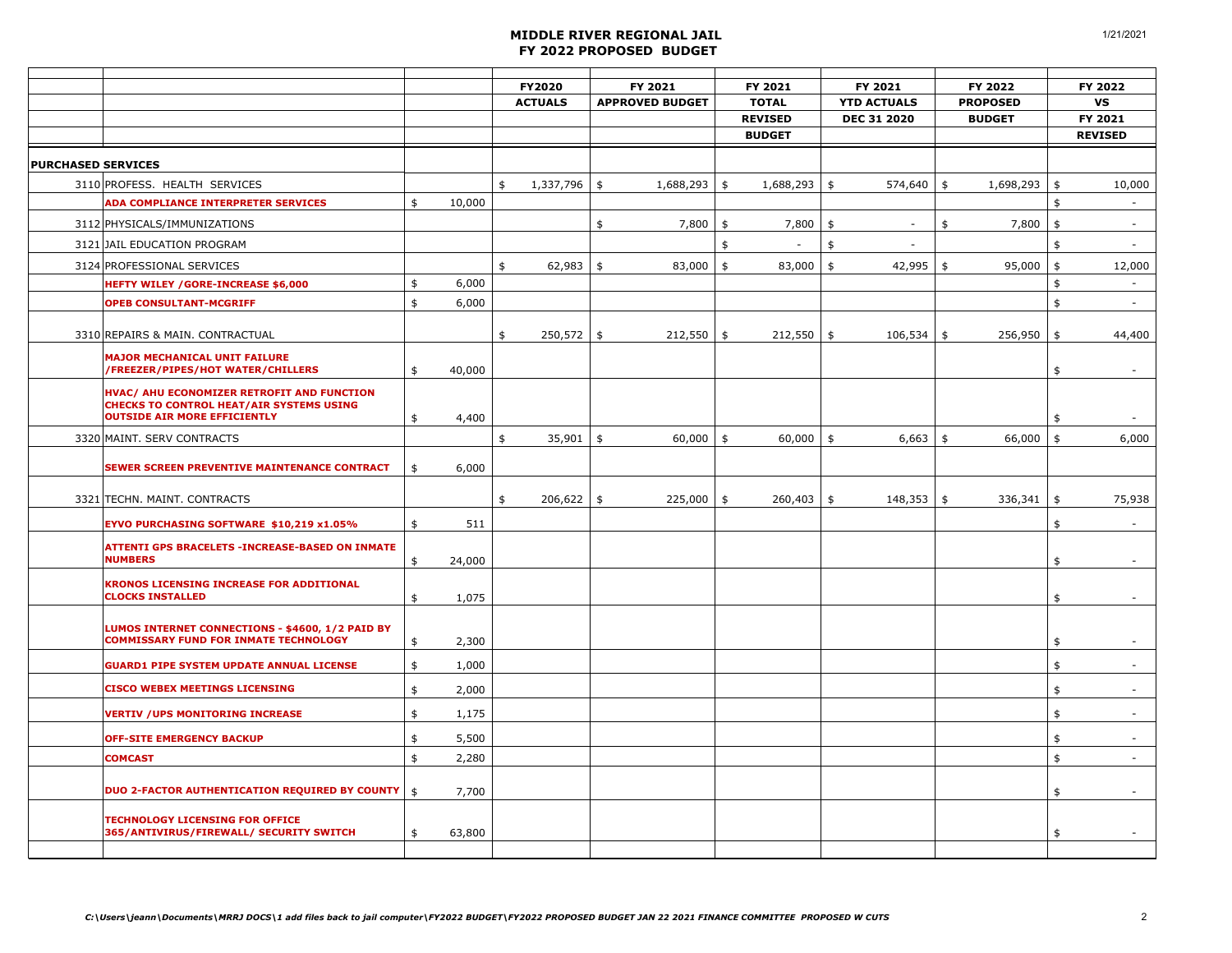# MIDDLE RIVER REGIONAL JAIL
## FY 2022 PROPOSED BUDGET

| | | | FY2020 ACTUALS | FY 2021 APPROVED BUDGET | FY 2021 TOTAL REVISED BUDGET | FY 2021 YTD ACTUALS DEC 31 2020 | FY 2022 PROPOSED BUDGET | FY 2022 VS FY 2021 REVISED |
|---|---|---|---|---|---|---|---|---|
| **PURCHASED SERVICES** | | | | | | | | |
| 3110 | PROFESS. HEALTH SERVICES | | $ 1,337,796 | $ 1,688,293 | $ 1,688,293 | $ 574,640 | $ 1,698,293 | $ 10,000 |
| | **ADA COMPLIANCE INTERPRETER SERVICES** | $ 10,000 | | | | | | $ - |
| 3112 | PHYSICALS/IMMUNIZATIONS | | | $ 7,800 | $ 7,800 | $ - | $ 7,800 | $ - |
| 3121 | JAIL EDUCATION PROGRAM | | | | $ - | $ - | | $ - |
| 3124 | PROFESSIONAL SERVICES | | $ 62,983 | $ 83,000 | $ 83,000 | $ 42,995 | $ 95,000 | $ 12,000 |
| | **HEFTY WILEY /GORE-INCREASE $6,000** | $ 6,000 | | | | | | $ - |
| | **OPEB CONSULTANT-MCGRIFF** | $ 6,000 | | | | | | $ - |
| 3310 | REPAIRS & MAIN. CONTRACTUAL | | $ 250,572 | $ 212,550 | $ 212,550 | $ 106,534 | $ 256,950 | $ 44,400 |
| | **MAJOR MECHANICAL UNIT FAILURE /FREEZER/PIPES/HOT WATER/CHILLERS** | $ 40,000 | | | | | | $ - |
| | **HVAC/ AHU ECONOMIZER RETROFIT AND FUNCTION CHECKS TO CONTROL HEAT/AIR SYSTEMS USING OUTSIDE AIR MORE EFFICIENTLY** | $ 4,400 | | | | | | $ - |
| 3320 | MAINT. SERV CONTRACTS | | $ 35,901 | $ 60,000 | $ 60,000 | $ 6,663 | $ 66,000 | $ 6,000 |
| | **SEWER SCREEN PREVENTIVE MAINTENANCE CONTRACT** | $ 6,000 | | | | | | |
| 3321 | TECHN. MAINT. CONTRACTS | | $ 206,622 | $ 225,000 | $ 260,403 | $ 148,353 | $ 336,341 | $ 75,938 |
| | **EYVO PURCHASING SOFTWARE $10,219 x1.05%** | $ 511 | | | | | | $ - |
| | **ATTENTI GPS BRACELETS -INCREASE-BASED ON INMATE NUMBERS** | $ 24,000 | | | | | | $ - |
| | **KRONOS LICENSING INCREASE FOR ADDITIONAL CLOCKS INSTALLED** | $ 1,075 | | | | | | $ - |
| | **LUMOS INTERNET CONNECTIONS - $4600, 1/2 PAID BY COMMISSARY FUND FOR INMATE TECHNOLOGY** | $ 2,300 | | | | | | $ - |
| | **GUARD1 PIPE SYSTEM UPDATE ANNUAL LICENSE** | $ 1,000 | | | | | | $ - |
| | **CISCO WEBEX MEETINGS LICENSING** | $ 2,000 | | | | | | $ - |
| | **VERTIV /UPS MONITORING INCREASE** | $ 1,175 | | | | | | $ - |
| | **OFF-SITE EMERGENCY BACKUP** | $ 5,500 | | | | | | $ - |
| | **COMCAST** | $ 2,280 | | | | | | $ - |
| | **DUO 2-FACTOR AUTHENTICATION REQUIRED BY COUNTY** | $ 7,700 | | | | | | $ - |
| | **TECHNOLOGY LICENSING FOR OFFICE 365/ANTIVIRUS/FIREWALL/ SECURITY SWITCH** | $ 63,800 | | | | | | $ - |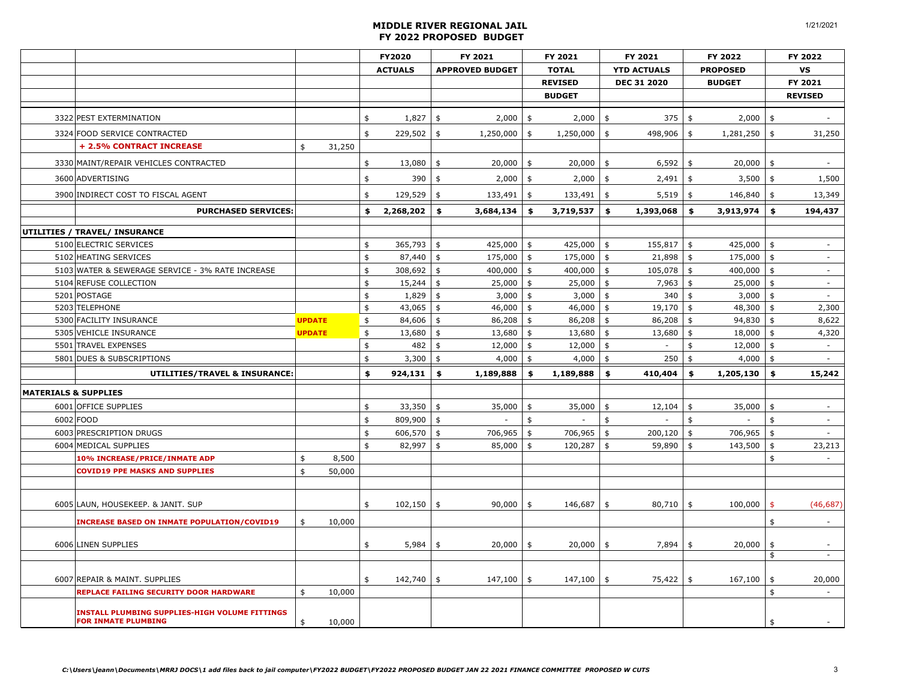# MIDDLE RIVER REGIONAL JAIL
## FY 2022 PROPOSED BUDGET

| | | | FY2020 ACTUALS | FY 2021 APPROVED BUDGET | FY 2021 TOTAL REVISED BUDGET | FY 2021 YTD ACTUALS DEC 31 2020 | FY 2022 PROPOSED BUDGET | FY 2022 VS FY 2021 REVISED |
|---|---|---|---|---|---|---|---|---|
| 3322 | PEST EXTERMINATION | | $ 1,827 | $ 2,000 | $ 2,000 | $ 375 | $ 2,000 | $ - |
| 3324 | FOOD SERVICE CONTRACTED | | $ 229,502 | $ 1,250,000 | $ 1,250,000 | $ 498,906 | $ 1,281,250 | $ 31,250 |
| | **+ 2.5% CONTRACT INCREASE** | $ 31,250 | | | | | | |
| 3330 | MAINT/REPAIR VEHICLES CONTRACTED | | $ 13,080 | $ 20,000 | $ 20,000 | $ 6,592 | $ 20,000 | $ - |
| 3600 | ADVERTISING | | $ 390 | $ 2,000 | $ 2,000 | $ 2,491 | $ 3,500 | $ 1,500 |
| 3900 | INDIRECT COST TO FISCAL AGENT | | $ 129,529 | $ 133,491 | $ 133,491 | $ 5,519 | $ 146,840 | $ 13,349 |
| | **PURCHASED SERVICES:** | | **$ 2,268,202** | **$ 3,684,134** | **$ 3,719,537** | **$ 1,393,068** | **$ 3,913,974** | **$ 194,437** |
| **UTILITIES / TRAVEL/ INSURANCE** | | | | | | | | |
| 5100 | ELECTRIC SERVICES | | $ 365,793 | $ 425,000 | $ 425,000 | $ 155,817 | $ 425,000 | $ - |
| 5102 | HEATING SERVICES | | $ 87,440 | $ 175,000 | $ 175,000 | $ 21,898 | $ 175,000 | $ - |
| 5103 | WATER & SEWERAGE SERVICE - 3% RATE INCREASE | | $ 308,692 | $ 400,000 | $ 400,000 | $ 105,078 | $ 400,000 | $ - |
| 5104 | REFUSE COLLECTION | | $ 15,244 | $ 25,000 | $ 25,000 | $ 7,963 | $ 25,000 | $ - |
| 5201 | POSTAGE | | $ 1,829 | $ 3,000 | $ 3,000 | $ 340 | $ 3,000 | $ - |
| 5203 | TELEPHONE | | $ 43,065 | $ 46,000 | $ 46,000 | $ 19,170 | $ 48,300 | $ 2,300 |
| 5300 | FACILITY INSURANCE | **UPDATE** | $ 84,606 | $ 86,208 | $ 86,208 | $ 86,208 | $ 94,830 | $ 8,622 |
| 5305 | VEHICLE INSURANCE | **UPDATE** | $ 13,680 | $ 13,680 | $ 13,680 | $ 13,680 | $ 18,000 | $ 4,320 |
| 5501 | TRAVEL EXPENSES | | $ 482 | $ 12,000 | $ 12,000 | $ - | $ 12,000 | $ - |
| 5801 | DUES & SUBSCRIPTIONS | | $ 3,300 | $ 4,000 | $ 4,000 | $ 250 | $ 4,000 | $ - |
| | **UTILITIES/TRAVEL & INSURANCE:** | | **$ 924,131** | **$ 1,189,888** | **$ 1,189,888** | **$ 410,404** | **$ 1,205,130** | **$ 15,242** |
| **MATERIALS & SUPPLIES** | | | | | | | | |
| 6001 | OFFICE SUPPLIES | | $ 33,350 | $ 35,000 | $ 35,000 | $ 12,104 | $ 35,000 | $ - |
| 6002 | FOOD | | $ 809,900 | $ - | $ - | $ - | $ - | $ - |
| 6003 | PRESCRIPTION DRUGS | | $ 606,570 | $ 706,965 | $ 706,965 | $ 200,120 | $ 706,965 | $ - |
| 6004 | MEDICAL SUPPLIES | | $ 82,997 | $ 85,000 | $ 120,287 | $ 59,890 | $ 143,500 | $ 23,213 |
| | **10% INCREASE/PRICE/INMATE ADP** | $ 8,500 | | | | | | $ - |
| | **COVID19 PPE MASKS AND SUPPLIES** | $ 50,000 | | | | | | |
| 6005 | LAUN, HOUSEKEEP. & JANIT. SUP | | $ 102,150 | $ 90,000 | $ 146,687 | $ 80,710 | $ 100,000 | $ (46,687) |
| | **INCREASE BASED ON INMATE POPULATION/COVID19** | $ 10,000 | | | | | | $ - |
| 6006 | LINEN SUPPLIES | | $ 5,984 | $ 20,000 | $ 20,000 | $ 7,894 | $ 20,000 | $ - |
| | | | | | | | | $ - |
| 6007 | REPAIR & MAINT. SUPPLIES | | $ 142,740 | $ 147,100 | $ 147,100 | $ 75,422 | $ 167,100 | $ 20,000 |
| | **REPLACE FAILING SECURITY DOOR HARDWARE** | $ 10,000 | | | | | | $ - |
| | **INSTALL PLUMBING SUPPLIES-HIGH VOLUME FITTINGS FOR INMATE PLUMBING** | $ 10,000 | | | | | | $ - |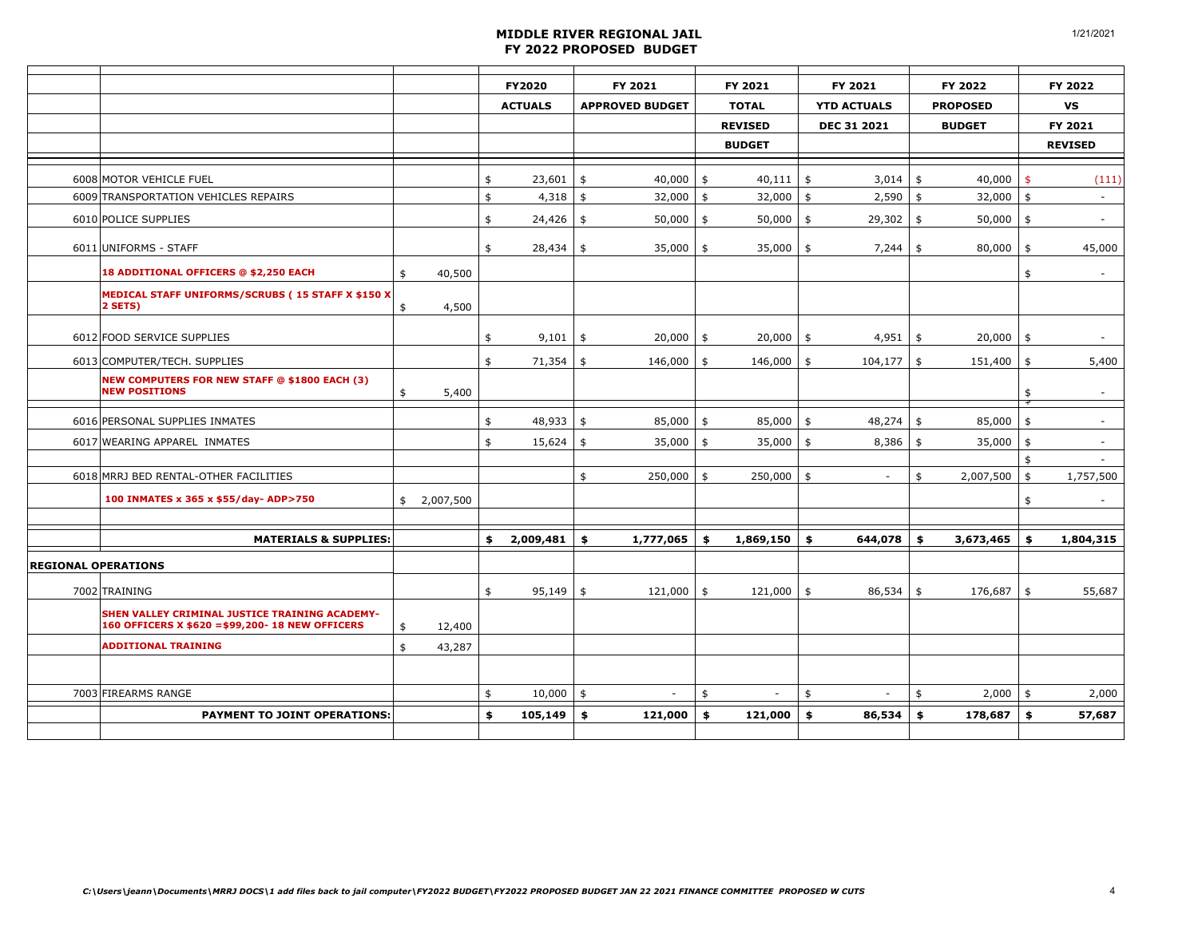# MIDDLE RIVER REGIONAL JAIL
## FY 2022 PROPOSED BUDGET

| | | | FY2020 ACTUALS | FY 2021 APPROVED BUDGET | FY 2021 TOTAL REVISED BUDGET | FY 2021 YTD ACTUALS DEC 31 2021 | FY 2022 PROPOSED BUDGET | FY 2022 VS FY 2021 REVISED |
|---|---|---|---|---|---|---|---|---|
| 6008 | MOTOR VEHICLE FUEL | | $ 23,601 | $ 40,000 | $ 40,111 | $ 3,014 | $ 40,000 | $ (111) |
| 6009 | TRANSPORTATION VEHICLES REPAIRS | | $ 4,318 | $ 32,000 | $ 32,000 | $ 2,590 | $ 32,000 | $ - |
| 6010 | POLICE SUPPLIES | | $ 24,426 | $ 50,000 | $ 50,000 | $ 29,302 | $ 50,000 | $ - |
| 6011 | UNIFORMS - STAFF | | $ 28,434 | $ 35,000 | $ 35,000 | $ 7,244 | $ 80,000 | $ 45,000 |
| | **18 ADDITIONAL OFFICERS @ $2,250 EACH** | $ 40,500 | | | | | | $ - |
| | **MEDICAL STAFF UNIFORMS/SCRUBS ( 15 STAFF X $150 X 2 SETS)** | $ 4,500 | | | | | | |
| 6012 | FOOD SERVICE SUPPLIES | | $ 9,101 | $ 20,000 | $ 20,000 | $ 4,951 | $ 20,000 | $ - |
| 6013 | COMPUTER/TECH. SUPPLIES | | $ 71,354 | $ 146,000 | $ 146,000 | $ 104,177 | $ 151,400 | $ 5,400 |
| | **NEW COMPUTERS FOR NEW STAFF @ $1800 EACH (3) NEW POSITIONS** | $ 5,400 | | | | | | $ - |
| 6016 | PERSONAL SUPPLIES INMATES | | $ 48,933 | $ 85,000 | $ 85,000 | $ 48,274 | $ 85,000 | $ - |
| 6017 | WEARING APPAREL INMATES | | $ 15,624 | $ 35,000 | $ 35,000 | $ 8,386 | $ 35,000 | $ - |
| | | | | | | | | $ - |
| 6018 | MRRJ BED RENTAL-OTHER FACILITIES | | | $ 250,000 | $ 250,000 | $ - | $ 2,007,500 | $ 1,757,500 |
| | **100 INMATES x 365 x $55/day- ADP>750** | $ 2,007,500 | | | | | | $ - |
| | **MATERIALS & SUPPLIES:** | | **$ 2,009,481** | **$ 1,777,065** | **$ 1,869,150** | **$ 644,078** | **$ 3,673,465** | **$ 1,804,315** |
| **REGIONAL OPERATIONS** | | | | | | | | |
| 7002 | TRAINING | | $ 95,149 | $ 121,000 | $ 121,000 | $ 86,534 | $ 176,687 | $ 55,687 |
| | **SHEN VALLEY CRIMINAL JUSTICE TRAINING ACADEMY- 160 OFFICERS X $620 =$99,200- 18 NEW OFFICERS** | $ 12,400 | | | | | | |
| | **ADDITIONAL TRAINING** | $ 43,287 | | | | | | |
| 7003 | FIREARMS RANGE | | $ 10,000 | $ - | $ - | $ - | $ 2,000 | $ 2,000 |
| | **PAYMENT TO JOINT OPERATIONS:** | | **$ 105,149** | **$ 121,000** | **$ 121,000** | **$ 86,534** | **$ 178,687** | **$ 57,687** |

*C:\Users\jeann\Documents\MRRJ DOCS\1 add files back to jail computer\FY2022 BUDGET\FY2022 PROPOSED BUDGET JAN 22 2021 FINANCE COMMITTEE PROPOSED W CUTS*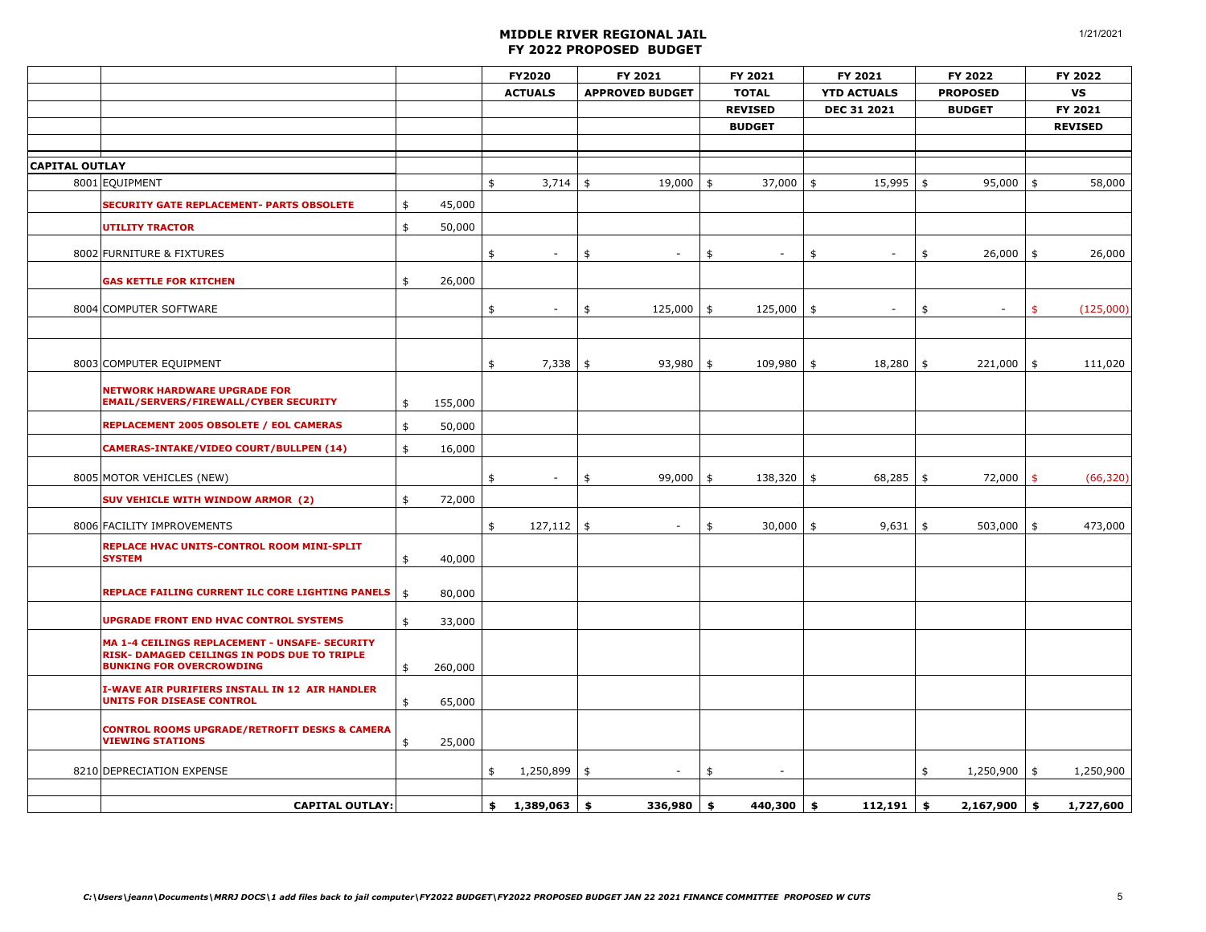# MIDDLE RIVER REGIONAL JAIL
## FY 2022 PROPOSED BUDGET

| | | | FY2020 ACTUALS | FY 2021 APPROVED BUDGET | FY 2021 TOTAL REVISED BUDGET | FY 2021 YTD ACTUALS DEC 31 2021 | FY 2022 PROPOSED BUDGET | FY 2022 VS FY 2021 REVISED |
|---|---|---|---|---|---|---|---|---|
| **CAPITAL OUTLAY** | | | | | | | | |
| 8001 | EQUIPMENT | | $ 3,714 | $ 19,000 | $ 37,000 | $ 15,995 | $ 95,000 | $ 58,000 |
| | **SECURITY GATE REPLACEMENT- PARTS OBSOLETE** | $ 45,000 | | | | | | |
| | **UTILITY TRACTOR** | $ 50,000 | | | | | | |
| 8002 | FURNITURE & FIXTURES | | $ - | $ - | $ - | $ - | $ 26,000 | $ 26,000 |
| | **GAS KETTLE FOR KITCHEN** | $ 26,000 | | | | | | |
| 8004 | COMPUTER SOFTWARE | | $ - | $ 125,000 | $ 125,000 | $ - | $ - | $ (125,000) |
| 8003 | COMPUTER EQUIPMENT | | $ 7,338 | $ 93,980 | $ 109,980 | $ 18,280 | $ 221,000 | $ 111,020 |
| | **NETWORK HARDWARE UPGRADE FOR EMAIL/SERVERS/FIREWALL/CYBER SECURITY** | $ 155,000 | | | | | | |
| | **REPLACEMENT 2005 OBSOLETE / EOL CAMERAS** | $ 50,000 | | | | | | |
| | **CAMERAS-INTAKE/VIDEO COURT/BULLPEN (14)** | $ 16,000 | | | | | | |
| 8005 | MOTOR VEHICLES (NEW) | | $ - | $ 99,000 | $ 138,320 | $ 68,285 | $ 72,000 | $ (66,320) |
| | **SUV VEHICLE WITH WINDOW ARMOR (2)** | $ 72,000 | | | | | | |
| 8006 | FACILITY IMPROVEMENTS | | $ 127,112 | $ - | $ 30,000 | $ 9,631 | $ 503,000 | $ 473,000 |
| | **REPLACE HVAC UNITS-CONTROL ROOM MINI-SPLIT SYSTEM** | $ 40,000 | | | | | | |
| | **REPLACE FAILING CURRENT ILC CORE LIGHTING PANELS** | $ 80,000 | | | | | | |
| | **UPGRADE FRONT END HVAC CONTROL SYSTEMS** | $ 33,000 | | | | | | |
| | **MA 1-4 CEILINGS REPLACEMENT - UNSAFE- SECURITY RISK- DAMAGED CEILINGS IN PODS DUE TO TRIPLE BUNKING FOR OVERCROWDING** | $ 260,000 | | | | | | |
| | **I-WAVE AIR PURIFIERS INSTALL IN 12 AIR HANDLER UNITS FOR DISEASE CONTROL** | $ 65,000 | | | | | | |
| | **CONTROL ROOMS UPGRADE/RETROFIT DESKS & CAMERA VIEWING STATIONS** | $ 25,000 | | | | | | |
| 8210 | DEPRECIATION EXPENSE | | $ 1,250,899 | $ - | $ - | | $ 1,250,900 | $ 1,250,900 |
| | **CAPITAL OUTLAY:** | | **$ 1,389,063** | **$ 336,980** | **$ 440,300** | **$ 112,191** | **$ 2,167,900** | **$ 1,727,600** |

*C:\Users\jeann\Documents\MRRJ DOCS\1 add files back to jail computer\FY2022 BUDGET\FY2022 PROPOSED BUDGET JAN 22 2021 FINANCE COMMITTEE PROPOSED W CUTS*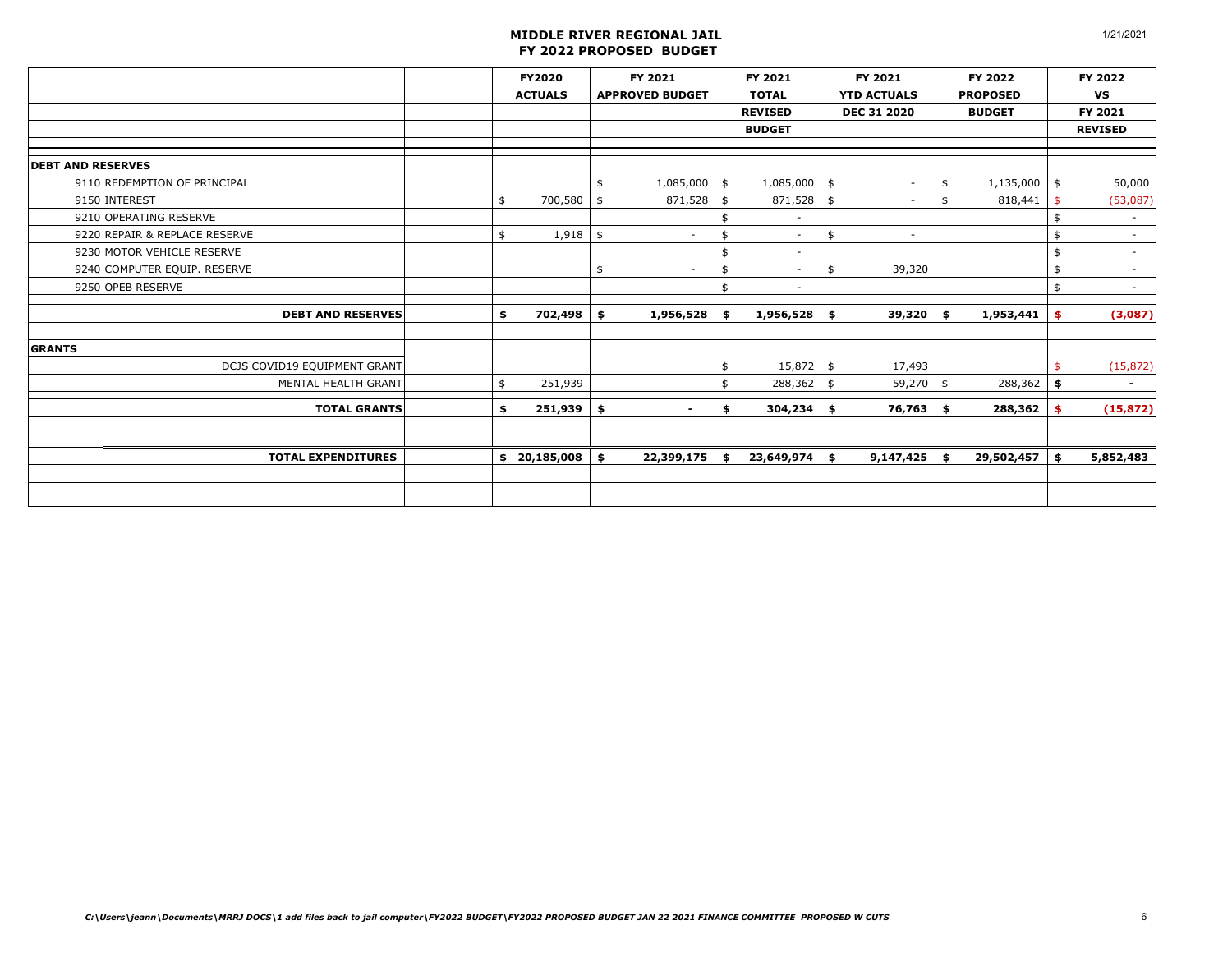# MIDDLE RIVER REGIONAL JAIL
## FY 2022 PROPOSED BUDGET

1/21/2021

| | | FY2020 ACTUALS | FY 2021 APPROVED BUDGET | FY 2021 TOTAL REVISED BUDGET | FY 2021 YTD ACTUALS DEC 31 2020 | FY 2022 PROPOSED BUDGET | FY 2022 VS FY 2021 REVISED |
|---|---|---|---|---|---|---|---|
| **DEBT AND RESERVES** | | | | | | | |
| 9110 | REDEMPTION OF PRINCIPAL | | $ 1,085,000 | $ 1,085,000 | $ - | $ 1,135,000 | $ 50,000 |
| 9150 | INTEREST | $ 700,580 | $ 871,528 | $ 871,528 | $ - | $ 818,441 | $ (53,087) |
| 9210 | OPERATING RESERVE | | | $ - | | | $ - |
| 9220 | REPAIR & REPLACE RESERVE | $ 1,918 | $ - | $ - | $ - | | $ - |
| 9230 | MOTOR VEHICLE RESERVE | | | $ - | | | $ - |
| 9240 | COMPUTER EQUIP. RESERVE | | $ - | $ - | $ 39,320 | | $ - |
| 9250 | OPEB RESERVE | | | $ - | | | $ - |
| | **DEBT AND RESERVES** | **$ 702,498** | **$ 1,956,528** | **$ 1,956,528** | **$ 39,320** | **$ 1,953,441** | **$ (3,087)** |
| **GRANTS** | | | | | | | |
| | DCJS COVID19 EQUIPMENT GRANT | | | $ 15,872 | $ 17,493 | | $ (15,872) |
| | MENTAL HEALTH GRANT | $ 251,939 | | $ 288,362 | $ 59,270 | $ 288,362 | **$ -** |
| | **TOTAL GRANTS** | **$ 251,939** | **$ -** | **$ 304,234** | **$ 76,763** | **$ 288,362** | **$ (15,872)** |
| | **TOTAL EXPENDITURES** | **$ 20,185,008** | **$ 22,399,175** | **$ 23,649,974** | **$ 9,147,425** | **$ 29,502,457** | **$ 5,852,483** |

*C:\Users\jeann\Documents\MRRJ DOCS\1 add files back to jail computer\FY2022 BUDGET\FY2022 PROPOSED BUDGET JAN 22 2021 FINANCE COMMITTEE PROPOSED W CUTS*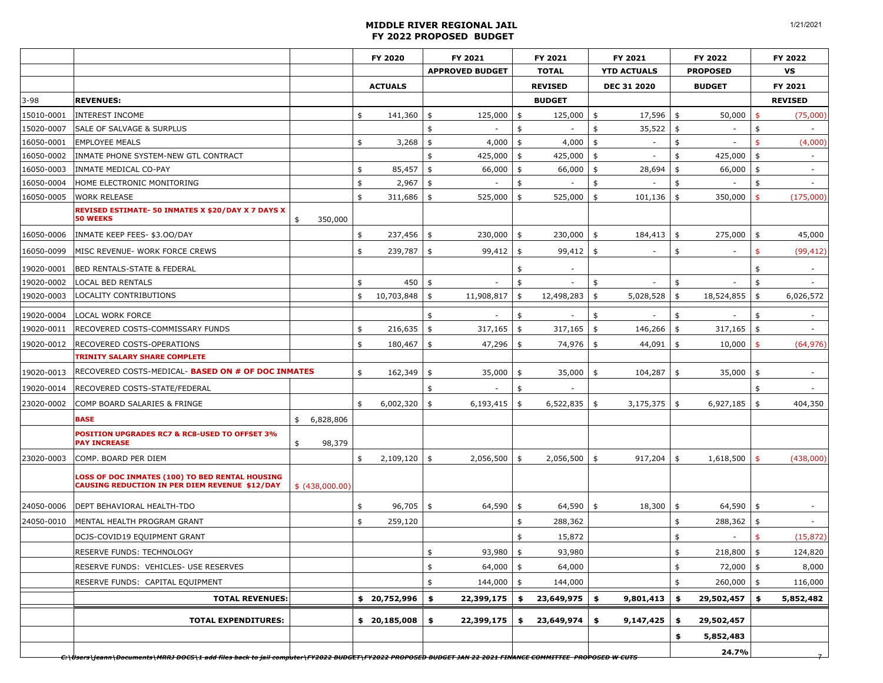# MIDDLE RIVER REGIONAL JAIL
## FY 2022 PROPOSED BUDGET

| | | | FY 2020 | FY 2021 | FY 2021 | FY 2021 | FY 2022 | FY 2022 |
|---|---|---|---|---|---|---|---|---|
| | | | | APPROVED BUDGET | TOTAL | YTD ACTUALS | PROPOSED | VS |
| | | | ACTUALS | | REVISED | DEC 31 2020 | BUDGET | FY 2021 |
| 3-98 | **REVENUES:** | | | | BUDGET | | | REVISED |
| 15010-0001 | INTEREST INCOME | | $ 141,360 | $ 125,000 | $ 125,000 | $ 17,596 | $ 50,000 | $ (75,000) |
| 15020-0007 | SALE OF SALVAGE & SURPLUS | | | $ - | $ - | $ 35,522 | $ - | $ - |
| 16050-0001 | EMPLOYEE MEALS | | $ 3,268 | $ 4,000 | $ 4,000 | $ - | $ - | $ (4,000) |
| 16050-0002 | INMATE PHONE SYSTEM-NEW GTL CONTRACT | | | $ 425,000 | $ 425,000 | $ - | $ 425,000 | $ - |
| 16050-0003 | INMATE MEDICAL CO-PAY | | $ 85,457 | $ 66,000 | $ 66,000 | $ 28,694 | $ 66,000 | $ - |
| 16050-0004 | HOME ELECTRONIC MONITORING | | $ 2,967 | $ - | $ - | $ - | $ - | $ - |
| 16050-0005 | WORK RELEASE | | $ 311,686 | $ 525,000 | $ 525,000 | $ 101,136 | $ 350,000 | $ (175,000) |
| | **REVISED ESTIMATE- 50 INMATES X $20/DAY X 7 DAYS X 50 WEEKS** | $ 350,000 | | | | | | |
| 16050-0006 | INMATE KEEP FEES- $3.OO/DAY | | $ 237,456 | $ 230,000 | $ 230,000 | $ 184,413 | $ 275,000 | $ 45,000 |
| 16050-0099 | MISC REVENUE- WORK FORCE CREWS | | $ 239,787 | $ 99,412 | $ 99,412 | $ - | $ - | $ (99,412) |
| 19020-0001 | BED RENTALS-STATE & FEDERAL | | | | $ - | | | $ - |
| 19020-0002 | LOCAL BED RENTALS | | $ 450 | $ - | $ - | $ - | $ - | $ - |
| 19020-0003 | LOCALITY CONTRIBUTIONS | | $ 10,703,848 | $ 11,908,817 | $ 12,498,283 | $ 5,028,528 | $ 18,524,855 | $ 6,026,572 |
| 19020-0004 | LOCAL WORK FORCE | | | $ - | $ - | $ - | $ - | $ - |
| 19020-0011 | RECOVERED COSTS-COMMISSARY FUNDS | | $ 216,635 | $ 317,165 | $ 317,165 | $ 146,266 | $ 317,165 | $ - |
| 19020-0012 | RECOVERED COSTS-OPERATIONS | | $ 180,467 | $ 47,296 | $ 74,976 | $ 44,091 | $ 10,000 | $ (64,976) |
| | **TRINITY SALARY SHARE COMPLETE** | | | | | | | |
| 19020-0013 | RECOVERED COSTS-MEDICAL- **BASED ON # OF DOC INMATES** | | $ 162,349 | $ 35,000 | $ 35,000 | $ 104,287 | $ 35,000 | $ - |
| 19020-0014 | RECOVERED COSTS-STATE/FEDERAL | | | $ - | $ - | | | $ - |
| 23020-0002 | COMP BOARD SALARIES & FRINGE | | $ 6,002,320 | $ 6,193,415 | $ 6,522,835 | $ 3,175,375 | $ 6,927,185 | $ 404,350 |
| | **BASE** | $ 6,828,806 | | | | | | |
| | **POSITION UPGRADES RC7 & RC8-USED TO OFFSET 3% PAY INCREASE** | $ 98,379 | | | | | | |
| 23020-0003 | COMP. BOARD PER DIEM | | $ 2,109,120 | $ 2,056,500 | $ 2,056,500 | $ 917,204 | $ 1,618,500 | $ (438,000) |
| | **LOSS OF DOC INMATES (100) TO BED RENTAL HOUSING CAUSING REDUCTION IN PER DIEM REVENUE $12/DAY** | $ (438,000.00) | | | | | | |
| 24050-0006 | DEPT BEHAVIORAL HEALTH-TDO | | $ 96,705 | $ 64,590 | $ 64,590 | $ 18,300 | $ 64,590 | $ - |
| 24050-0010 | MENTAL HEALTH PROGRAM GRANT | | $ 259,120 | | $ 288,362 | | $ 288,362 | $ - |
| | DCJS-COVID19 EQUIPMENT GRANT | | | | $ 15,872 | | $ - | $ (15,872) |
| | RESERVE FUNDS: TECHNOLOGY | | | $ 93,980 | $ 93,980 | | $ 218,800 | $ 124,820 |
| | RESERVE FUNDS: VEHICLES- USE RESERVES | | | $ 64,000 | $ 64,000 | | $ 72,000 | $ 8,000 |
| | RESERVE FUNDS: CAPITAL EQUIPMENT | | | $ 144,000 | $ 144,000 | | $ 260,000 | $ 116,000 |
| | **TOTAL REVENUES:** | | **$ 20,752,996** | **$ 22,399,175** | **$ 23,649,975** | **$ 9,801,413** | **$ 29,502,457** | **$ 5,852,482** |
| | **TOTAL EXPENDITURES:** | | **$ 20,185,008** | **$ 22,399,175** | **$ 23,649,974** | **$ 9,147,425** | **$ 29,502,457** | |
| | | | | | | | **$ 5,852,483** | |
| | | | | | | | **24.7%** | |

C:\Users\jeann\Documents\MRRJ DOCS\1 add files back to jail computer\FY2022 BUDGET\FY2022 PROPOSED BUDGET JAN 22 2021 FINANCE COMMITTEE PROPOSED W CUTS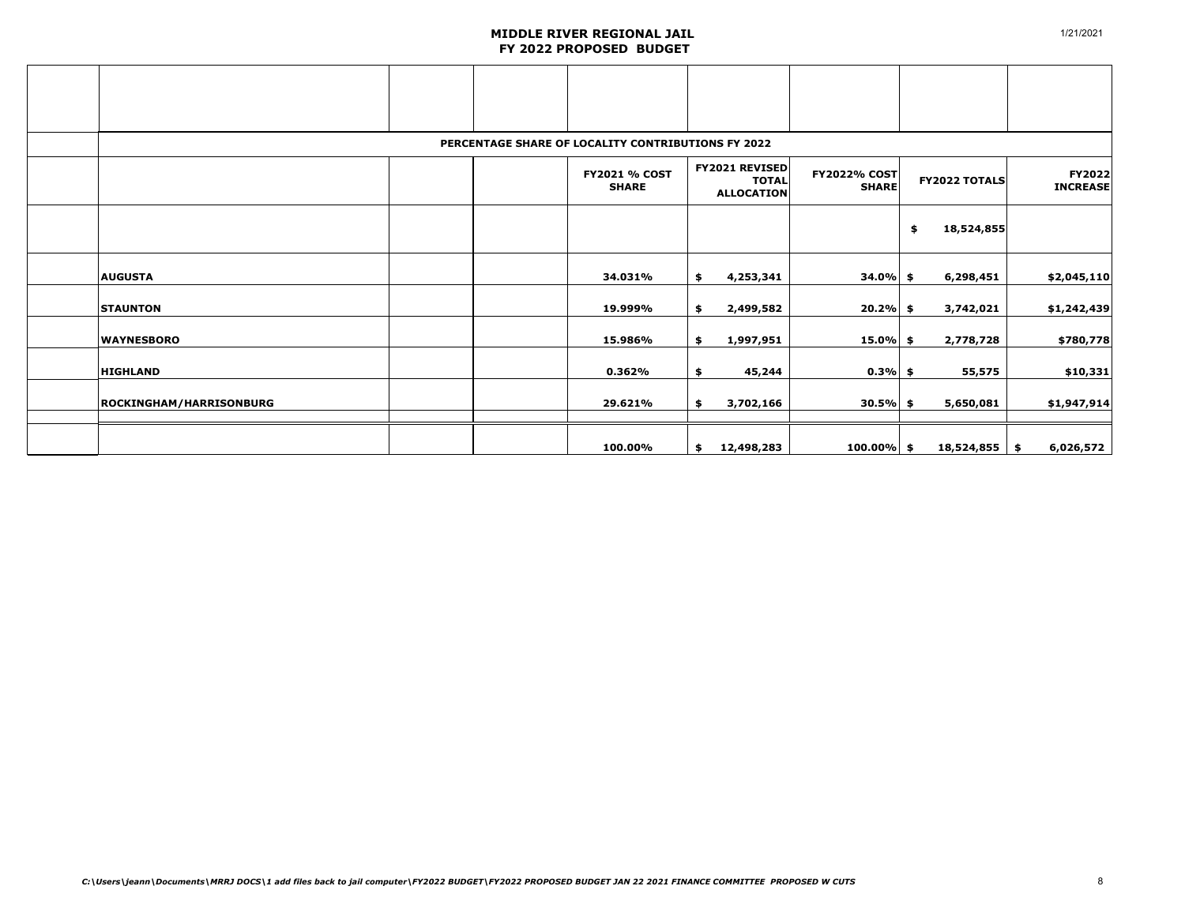**MIDDLE RIVER REGIONAL JAIL**
**FY 2022 PROPOSED BUDGET**

**PERCENTAGE SHARE OF LOCALITY CONTRIBUTIONS FY 2022**

| | FY2021 % COST SHARE | FY2021 REVISED TOTAL ALLOCATION | FY2022% COST SHARE | FY2022 TOTALS | FY2022 INCREASE |
|---|---|---|---|---|---|
| | | | | $ 18,524,855 | |
| **AUGUSTA** | 34.031% | $ 4,253,341 | 34.0% | $ 6,298,451 | $2,045,110 |
| **STAUNTON** | 19.999% | $ 2,499,582 | 20.2% | $ 3,742,021 | $1,242,439 |
| **WAYNESBORO** | 15.986% | $ 1,997,951 | 15.0% | $ 2,778,728 | $780,778 |
| **HIGHLAND** | 0.362% | $ 45,244 | 0.3% | $ 55,575 | $10,331 |
| **ROCKINGHAM/HARRISONBURG** | 29.621% | $ 3,702,166 | 30.5% | $ 5,650,081 | $1,947,914 |
| | 100.00% | $ 12,498,283 | 100.00% | $ 18,524,855 | $ 6,026,572 |

*C:\Users\jeann\Documents\MRRJ DOCS\1 add files back to jail computer\FY2022 BUDGET\FY2022 PROPOSED BUDGET JAN 22 2021 FINANCE COMMITTEE PROPOSED W CUTS*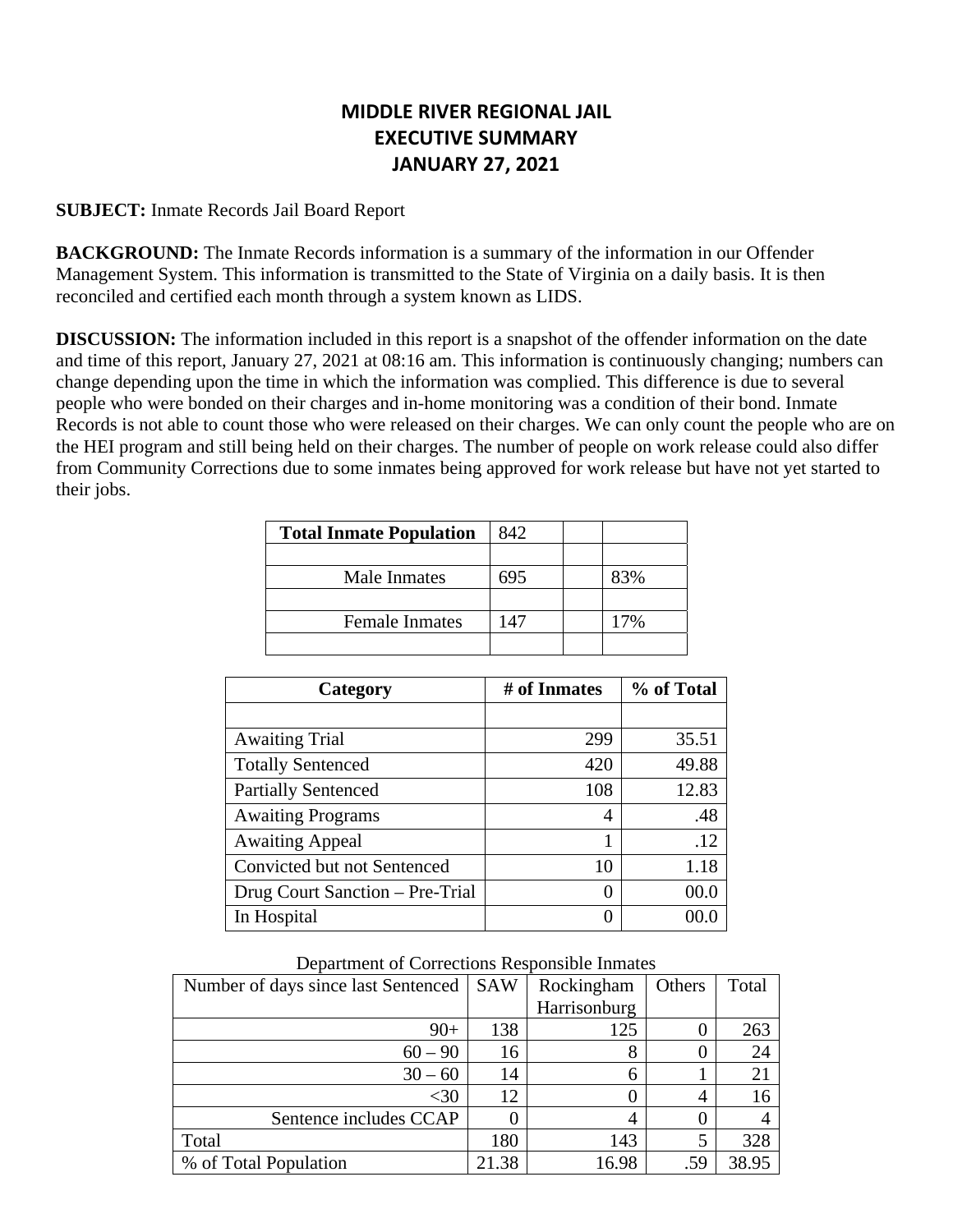# MIDDLE RIVER REGIONAL JAIL
# EXECUTIVE SUMMARY
# JANUARY 27, 2021

**SUBJECT:** Inmate Records Jail Board Report

**BACKGROUND:** The Inmate Records information is a summary of the information in our Offender Management System. This information is transmitted to the State of Virginia on a daily basis. It is then reconciled and certified each month through a system known as LIDS.

**DISCUSSION:** The information included in this report is a snapshot of the offender information on the date and time of this report, January 27, 2021 at 08:16 am. This information is continuously changing; numbers can change depending upon the time in which the information was complied. This difference is due to several people who were bonded on their charges and in-home monitoring was a condition of their bond. Inmate Records is not able to count those who were released on their charges. We can only count the people who are on the HEI program and still being held on their charges. The number of people on work release could also differ from Community Corrections due to some inmates being approved for work release but have not yet started to their jobs.

| **Total Inmate Population** | 842 | | |
|---|---|---|---|
| | | | |
| Male Inmates | 695 | | 83% |
| | | | |
| Female Inmates | 147 | | 17% |
| | | | |

| Category | # of Inmates | % of Total |
|---|---|---|
| | | |
| Awaiting Trial | 299 | 35.51 |
| Totally Sentenced | 420 | 49.88 |
| Partially Sentenced | 108 | 12.83 |
| Awaiting Programs | 4 | .48 |
| Awaiting Appeal | 1 | .12 |
| Convicted but not Sentenced | 10 | 1.18 |
| Drug Court Sanction – Pre-Trial | 0 | 00.0 |
| In Hospital | 0 | 00.0 |

Department of Corrections Responsible Inmates

| Number of days since last Sentenced | SAW | Rockingham Harrisonburg | Others | Total |
|---|---|---|---|---|
| 90+ | 138 | 125 | 0 | 263 |
| 60 – 90 | 16 | 8 | 0 | 24 |
| 30 – 60 | 14 | 6 | 1 | 21 |
| <30 | 12 | 0 | 4 | 16 |
| Sentence includes CCAP | 0 | 4 | 0 | 4 |
| Total | 180 | 143 | 5 | 328 |
| % of Total Population | 21.38 | 16.98 | .59 | 38.95 |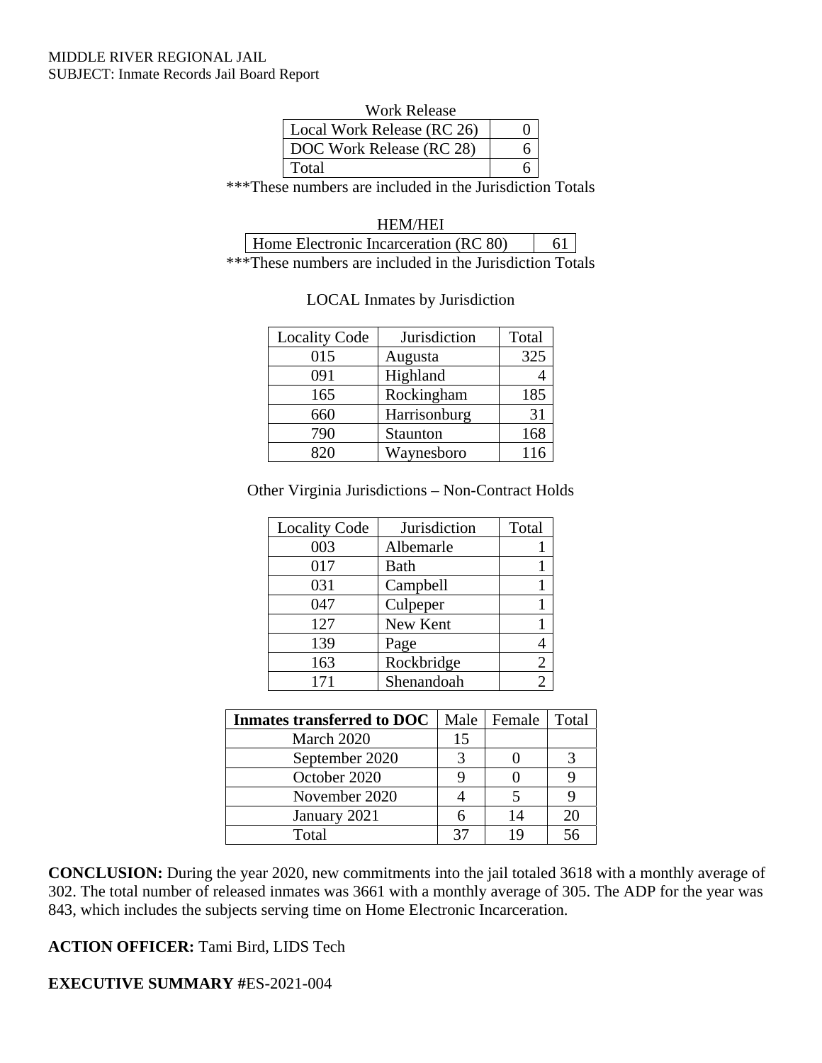MIDDLE RIVER REGIONAL JAIL
SUBJECT: Inmate Records Jail Board Report

Work Release

| Local Work Release (RC 26) | 0 |
|---|---|
| DOC Work Release (RC 28) | 6 |
| Total | 6 |

***These numbers are included in the Jurisdiction Totals

HEM/HEI

| Home Electronic Incarceration (RC 80) | 61 |
|---|---|

***These numbers are included in the Jurisdiction Totals

LOCAL Inmates by Jurisdiction

| Locality Code | Jurisdiction | Total |
|---|---|---|
| 015 | Augusta | 325 |
| 091 | Highland | 4 |
| 165 | Rockingham | 185 |
| 660 | Harrisonburg | 31 |
| 790 | Staunton | 168 |
| 820 | Waynesboro | 116 |

Other Virginia Jurisdictions – Non-Contract Holds

| Locality Code | Jurisdiction | Total |
|---|---|---|
| 003 | Albemarle | 1 |
| 017 | Bath | 1 |
| 031 | Campbell | 1 |
| 047 | Culpeper | 1 |
| 127 | New Kent | 1 |
| 139 | Page | 4 |
| 163 | Rockbridge | 2 |
| 171 | Shenandoah | 2 |

| **Inmates transferred to DOC** | Male | Female | Total |
|---|---|---|---|
| March 2020 | 15 | | |
| September 2020 | 3 | 0 | 3 |
| October 2020 | 9 | 0 | 9 |
| November 2020 | 4 | 5 | 9 |
| January 2021 | 6 | 14 | 20 |
| Total | 37 | 19 | 56 |

**CONCLUSION:** During the year 2020, new commitments into the jail totaled 3618 with a monthly average of 302. The total number of released inmates was 3661 with a monthly average of 305. The ADP for the year was 843, which includes the subjects serving time on Home Electronic Incarceration.

**ACTION OFFICER:** Tami Bird, LIDS Tech

**EXECUTIVE SUMMARY #**ES-2021-004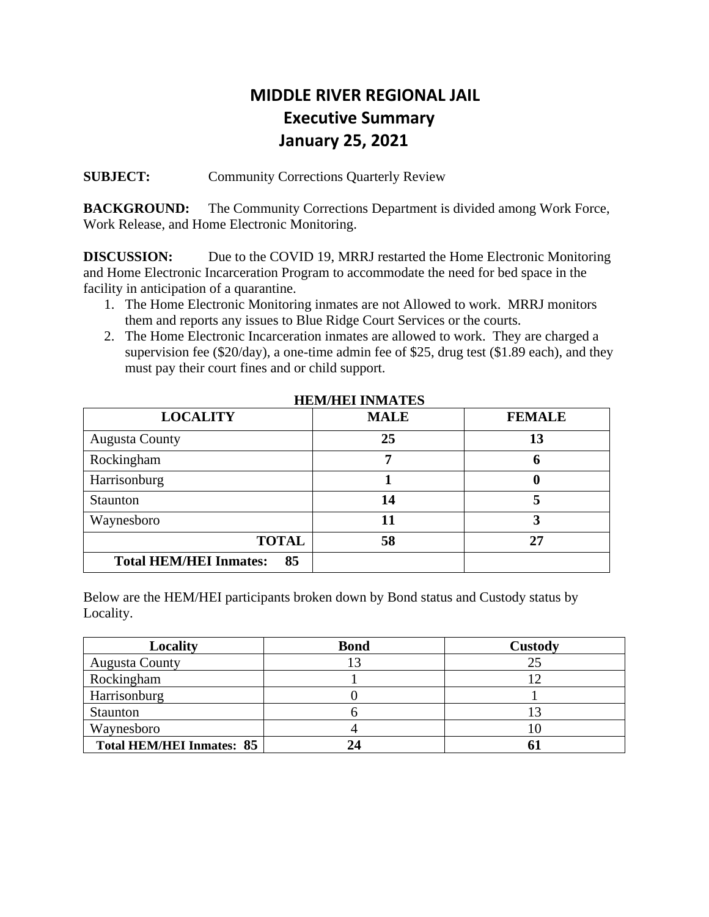# MIDDLE RIVER REGIONAL JAIL
## Executive Summary
## January 25, 2021

**SUBJECT:** Community Corrections Quarterly Review

**BACKGROUND:** The Community Corrections Department is divided among Work Force, Work Release, and Home Electronic Monitoring.

**DISCUSSION:** Due to the COVID 19, MRRJ restarted the Home Electronic Monitoring and Home Electronic Incarceration Program to accommodate the need for bed space in the facility in anticipation of a quarantine.

1. The Home Electronic Monitoring inmates are not Allowed to work. MRRJ monitors them and reports any issues to Blue Ridge Court Services or the courts.
2. The Home Electronic Incarceration inmates are allowed to work. They are charged a supervision fee ($20/day), a one-time admin fee of $25, drug test ($1.89 each), and they must pay their court fines and or child support.

**HEM/HEI INMATES**

| LOCALITY | MALE | FEMALE |
|---|---|---|
| Augusta County | **25** | **13** |
| Rockingham | **7** | **6** |
| Harrisonburg | **1** | **0** |
| Staunton | **14** | **5** |
| Waynesboro | **11** | **3** |
| **TOTAL** | **58** | **27** |
| **Total HEM/HEI Inmates: 85** | | |

Below are the HEM/HEI participants broken down by Bond status and Custody status by Locality.

| Locality | Bond | Custody |
|---|---|---|
| Augusta County | 13 | 25 |
| Rockingham | 1 | 12 |
| Harrisonburg | 0 | 1 |
| Staunton | 6 | 13 |
| Waynesboro | 4 | 10 |
| **Total HEM/HEI Inmates: 85** | **24** | **61** |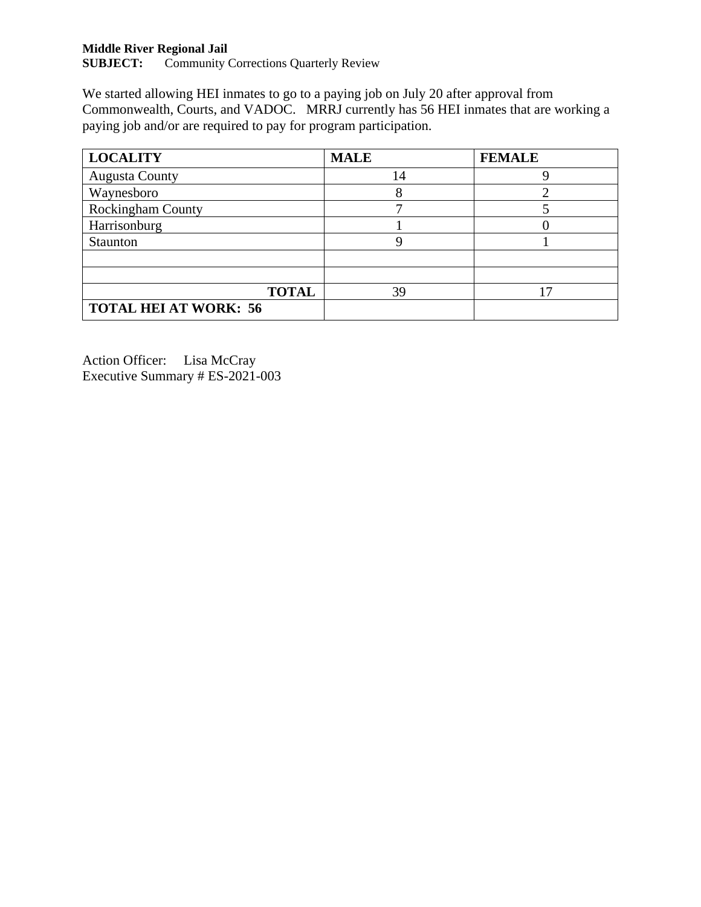**Middle River Regional Jail**
**SUBJECT:** Community Corrections Quarterly Review

We started allowing HEI inmates to go to a paying job on July 20 after approval from Commonwealth, Courts, and VADOC. MRRJ currently has 56 HEI inmates that are working a paying job and/or are required to pay for program participation.

| LOCALITY | MALE | FEMALE |
|---|---|---|
| Augusta County | 14 | 9 |
| Waynesboro | 8 | 2 |
| Rockingham County | 7 | 5 |
| Harrisonburg | 1 | 0 |
| Staunton | 9 | 1 |
| | | |
| | | |
| **TOTAL** | 39 | 17 |
| **TOTAL HEI AT WORK: 56** | | |

Action Officer: Lisa McCray
Executive Summary # ES-2021-003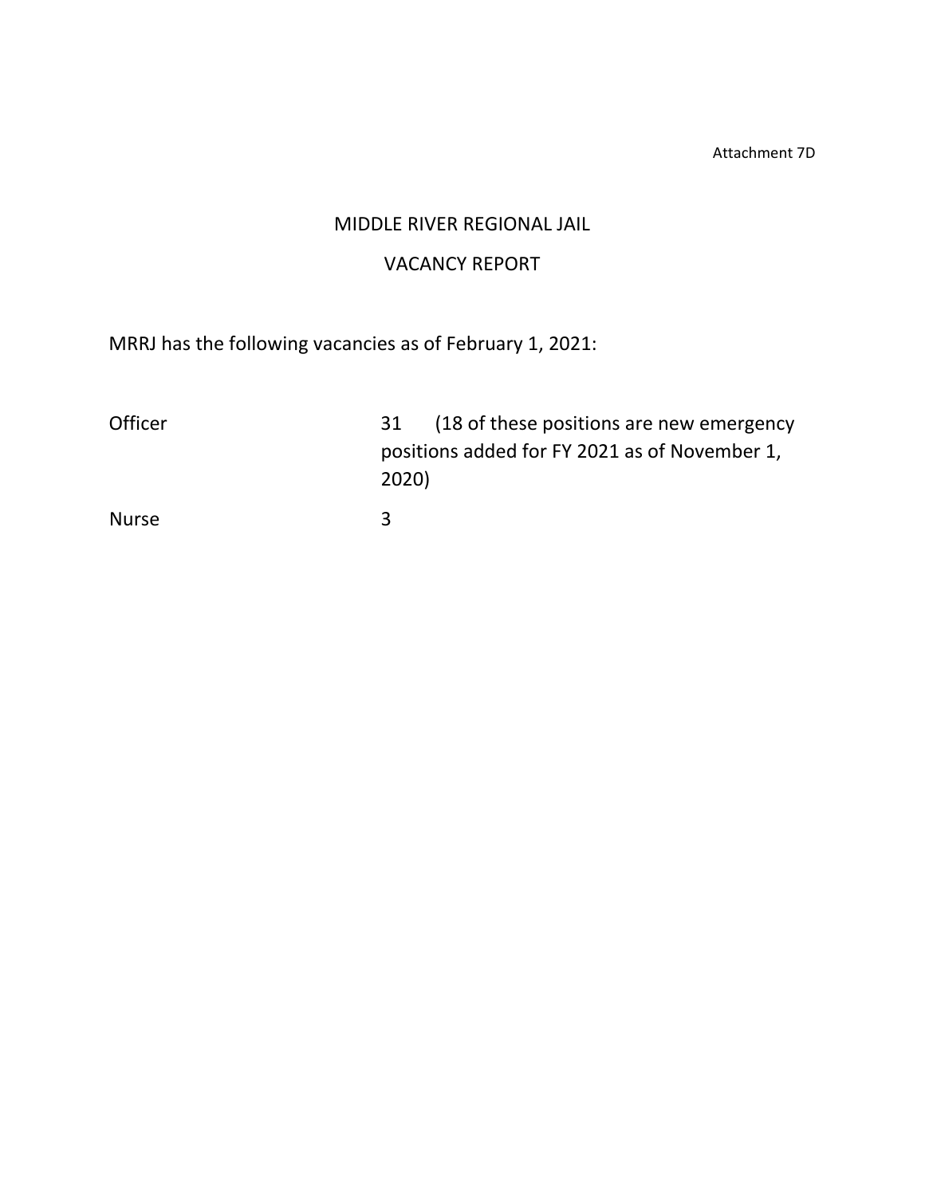Attachment 7D

# MIDDLE RIVER REGIONAL JAIL

## VACANCY REPORT

MRRJ has the following vacancies as of February 1, 2021:

| | |
|---|---|
| Officer | 31 (18 of these positions are new emergency positions added for FY 2021 as of November 1, 2020) |
| Nurse | 3 |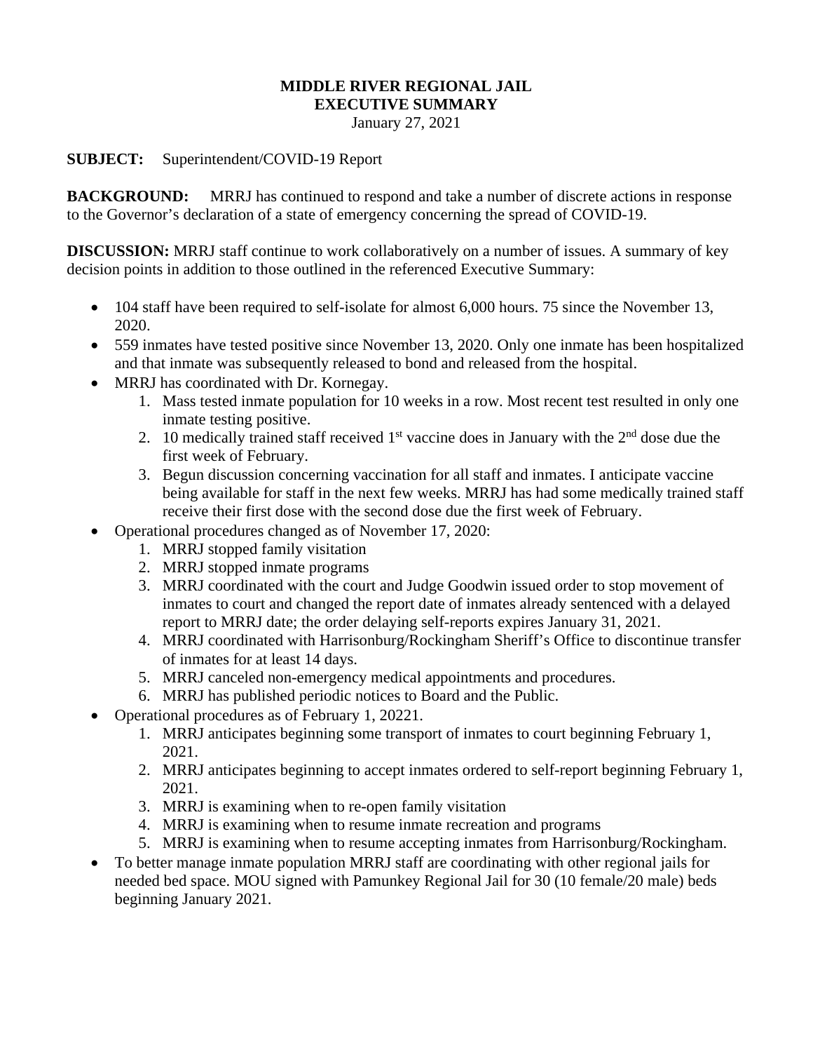**MIDDLE RIVER REGIONAL JAIL**
**EXECUTIVE SUMMARY**
January 27, 2021

**SUBJECT:** Superintendent/COVID-19 Report

**BACKGROUND:** MRRJ has continued to respond and take a number of discrete actions in response to the Governor's declaration of a state of emergency concerning the spread of COVID-19.

**DISCUSSION:** MRRJ staff continue to work collaboratively on a number of issues. A summary of key decision points in addition to those outlined in the referenced Executive Summary:

- 104 staff have been required to self-isolate for almost 6,000 hours. 75 since the November 13, 2020.
- 559 inmates have tested positive since November 13, 2020. Only one inmate has been hospitalized and that inmate was subsequently released to bond and released from the hospital.
- MRRJ has coordinated with Dr. Kornegay.
  1. Mass tested inmate population for 10 weeks in a row. Most recent test resulted in only one inmate testing positive.
  2. 10 medically trained staff received 1st vaccine does in January with the 2nd dose due the first week of February.
  3. Begun discussion concerning vaccination for all staff and inmates. I anticipate vaccine being available for staff in the next few weeks. MRRJ has had some medically trained staff receive their first dose with the second dose due the first week of February.
- Operational procedures changed as of November 17, 2020:
  1. MRRJ stopped family visitation
  2. MRRJ stopped inmate programs
  3. MRRJ coordinated with the court and Judge Goodwin issued order to stop movement of inmates to court and changed the report date of inmates already sentenced with a delayed report to MRRJ date; the order delaying self-reports expires January 31, 2021.
  4. MRRJ coordinated with Harrisonburg/Rockingham Sheriff's Office to discontinue transfer of inmates for at least 14 days.
  5. MRRJ canceled non-emergency medical appointments and procedures.
  6. MRRJ has published periodic notices to Board and the Public.
- Operational procedures as of February 1, 20221.
  1. MRRJ anticipates beginning some transport of inmates to court beginning February 1, 2021.
  2. MRRJ anticipates beginning to accept inmates ordered to self-report beginning February 1, 2021.
  3. MRRJ is examining when to re-open family visitation
  4. MRRJ is examining when to resume inmate recreation and programs
  5. MRRJ is examining when to resume accepting inmates from Harrisonburg/Rockingham.
- To better manage inmate population MRRJ staff are coordinating with other regional jails for needed bed space. MOU signed with Pamunkey Regional Jail for 30 (10 female/20 male) beds beginning January 2021.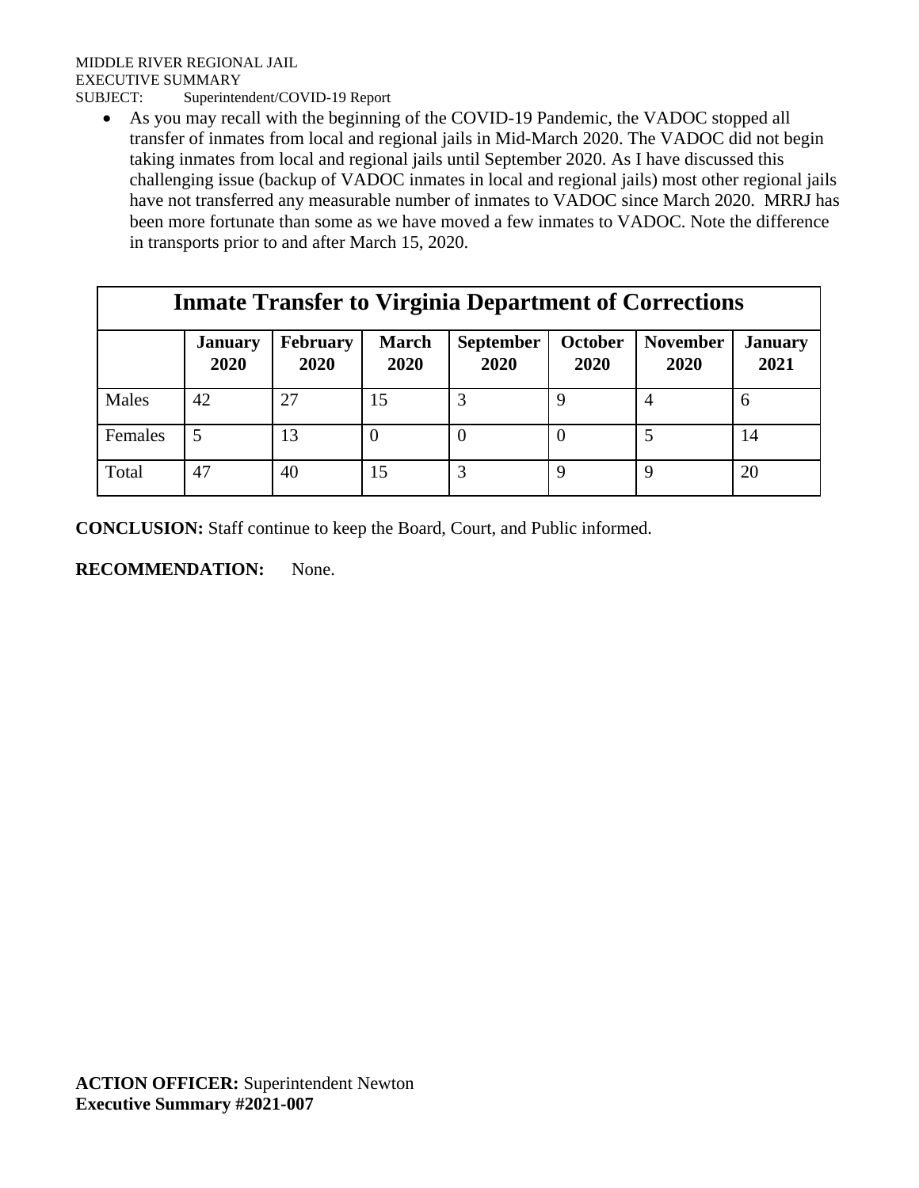MIDDLE RIVER REGIONAL JAIL
EXECUTIVE SUMMARY
SUBJECT: Superintendent/COVID-19 Report

- As you may recall with the beginning of the COVID-19 Pandemic, the VADOC stopped all transfer of inmates from local and regional jails in Mid-March 2020. The VADOC did not begin taking inmates from local and regional jails until September 2020. As I have discussed this challenging issue (backup of VADOC inmates in local and regional jails) most other regional jails have not transferred any measurable number of inmates to VADOC since March 2020. MRRJ has been more fortunate than some as we have moved a few inmates to VADOC. Note the difference in transports prior to and after March 15, 2020.

| Inmate Transfer to Virginia Department of Corrections | | | | | | | |
|---|---|---|---|---|---|---|---|
| | **January 2020** | **February 2020** | **March 2020** | **September 2020** | **October 2020** | **November 2020** | **January 2021** |
| Males | 42 | 27 | 15 | 3 | 9 | 4 | 6 |
| Females | 5 | 13 | 0 | 0 | 0 | 5 | 14 |
| Total | 47 | 40 | 15 | 3 | 9 | 9 | 20 |

**CONCLUSION:** Staff continue to keep the Board, Court, and Public informed.

**RECOMMENDATION:** None.

**ACTION OFFICER:** Superintendent Newton
**Executive Summary #2021-007**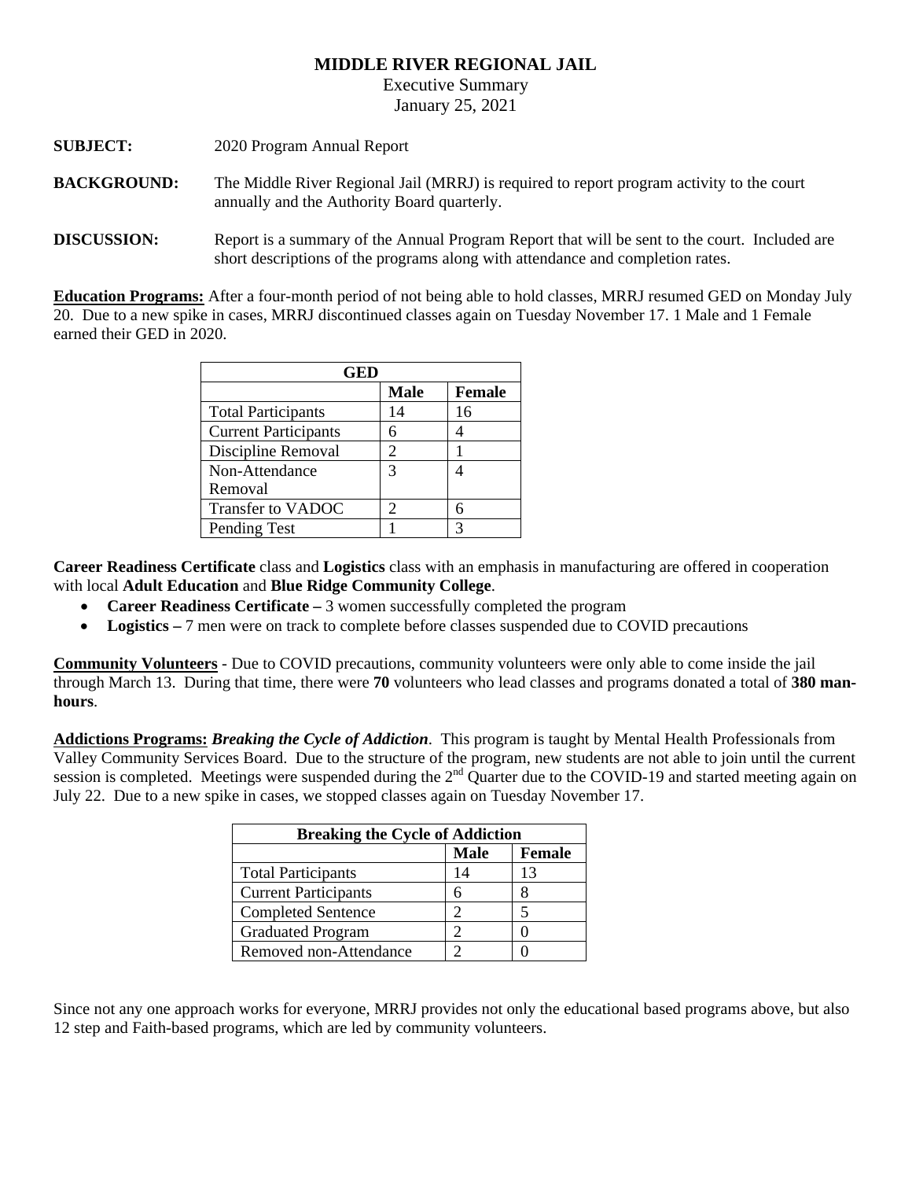**MIDDLE RIVER REGIONAL JAIL**

Executive Summary

January 25, 2021

**SUBJECT:** 2020 Program Annual Report

**BACKGROUND:** The Middle River Regional Jail (MRRJ) is required to report program activity to the court annually and the Authority Board quarterly.

**DISCUSSION:** Report is a summary of the Annual Program Report that will be sent to the court. Included are short descriptions of the programs along with attendance and completion rates.

**Education Programs:** After a four-month period of not being able to hold classes, MRRJ resumed GED on Monday July 20. Due to a new spike in cases, MRRJ discontinued classes again on Tuesday November 17. 1 Male and 1 Female earned their GED in 2020.

| GED | | |
|---|---|---|
| | **Male** | **Female** |
| Total Participants | 14 | 16 |
| Current Participants | 6 | 4 |
| Discipline Removal | 2 | 1 |
| Non-Attendance Removal | 3 | 4 |
| Transfer to VADOC | 2 | 6 |
| Pending Test | 1 | 3 |

**Career Readiness Certificate** class and **Logistics** class with an emphasis in manufacturing are offered in cooperation with local **Adult Education** and **Blue Ridge Community College**.

- **Career Readiness Certificate –** 3 women successfully completed the program
- **Logistics –** 7 men were on track to complete before classes suspended due to COVID precautions

**Community Volunteers** - Due to COVID precautions, community volunteers were only able to come inside the jail through March 13. During that time, there were **70** volunteers who lead classes and programs donated a total of **380 man-hours**.

**Addictions Programs:** ***Breaking the Cycle of Addiction***. This program is taught by Mental Health Professionals from Valley Community Services Board. Due to the structure of the program, new students are not able to join until the current session is completed. Meetings were suspended during the 2nd Quarter due to the COVID-19 and started meeting again on July 22. Due to a new spike in cases, we stopped classes again on Tuesday November 17.

| Breaking the Cycle of Addiction | | |
|---|---|---|
| | **Male** | **Female** |
| Total Participants | 14 | 13 |
| Current Participants | 6 | 8 |
| Completed Sentence | 2 | 5 |
| Graduated Program | 2 | 0 |
| Removed non-Attendance | 2 | 0 |

Since not any one approach works for everyone, MRRJ provides not only the educational based programs above, but also 12 step and Faith-based programs, which are led by community volunteers.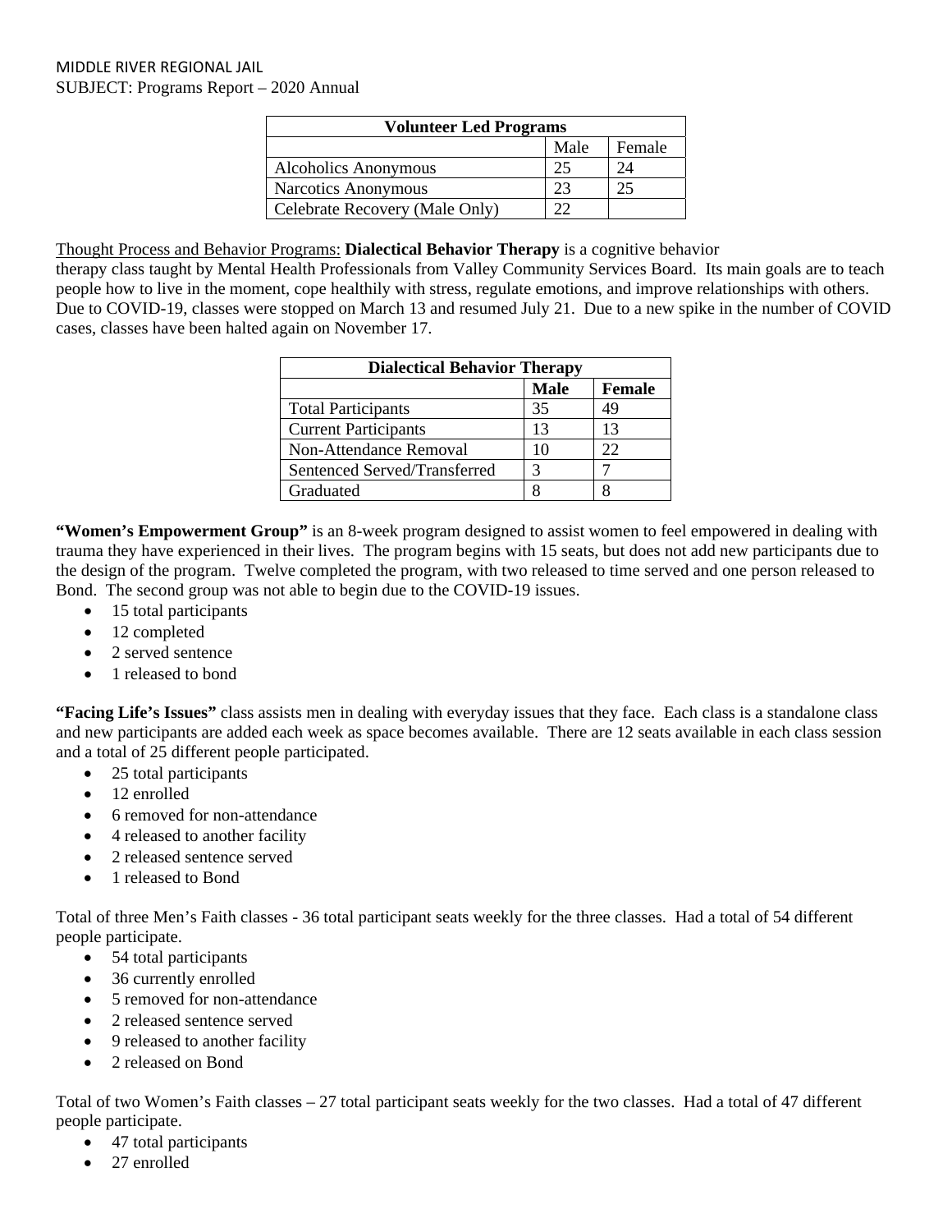MIDDLE RIVER REGIONAL JAIL
SUBJECT: Programs Report – 2020 Annual

| Volunteer Led Programs | | |
|---|---|---|
| | Male | Female |
| Alcoholics Anonymous | 25 | 24 |
| Narcotics Anonymous | 23 | 25 |
| Celebrate Recovery (Male Only) | 22 | |

Thought Process and Behavior Programs: **Dialectical Behavior Therapy** is a cognitive behavior therapy class taught by Mental Health Professionals from Valley Community Services Board. Its main goals are to teach people how to live in the moment, cope healthily with stress, regulate emotions, and improve relationships with others. Due to COVID-19, classes were stopped on March 13 and resumed July 21. Due to a new spike in the number of COVID cases, classes have been halted again on November 17.

| Dialectical Behavior Therapy | | |
|---|---|---|
| | **Male** | **Female** |
| Total Participants | 35 | 49 |
| Current Participants | 13 | 13 |
| Non-Attendance Removal | 10 | 22 |
| Sentenced Served/Transferred | 3 | 7 |
| Graduated | 8 | 8 |

**"Women's Empowerment Group"** is an 8-week program designed to assist women to feel empowered in dealing with trauma they have experienced in their lives. The program begins with 15 seats, but does not add new participants due to the design of the program. Twelve completed the program, with two released to time served and one person released to Bond. The second group was not able to begin due to the COVID-19 issues.

- 15 total participants
- 12 completed
- 2 served sentence
- 1 released to bond

**"Facing Life's Issues"** class assists men in dealing with everyday issues that they face. Each class is a standalone class and new participants are added each week as space becomes available. There are 12 seats available in each class session and a total of 25 different people participated.

- 25 total participants
- 12 enrolled
- 6 removed for non-attendance
- 4 released to another facility
- 2 released sentence served
- 1 released to Bond

Total of three Men's Faith classes - 36 total participant seats weekly for the three classes. Had a total of 54 different people participate.

- 54 total participants
- 36 currently enrolled
- 5 removed for non-attendance
- 2 released sentence served
- 9 released to another facility
- 2 released on Bond

Total of two Women's Faith classes – 27 total participant seats weekly for the two classes. Had a total of 47 different people participate.

- 47 total participants
- 27 enrolled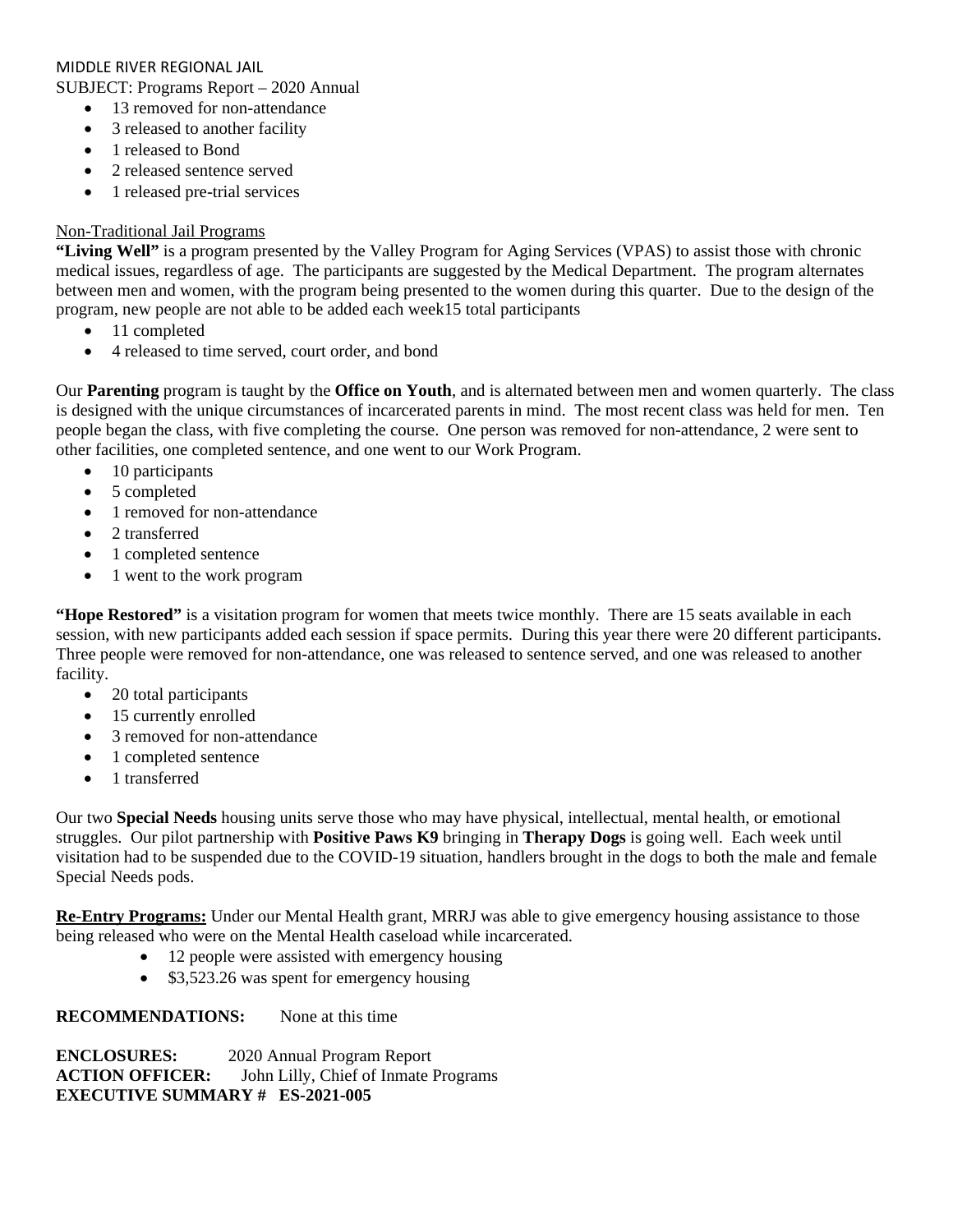MIDDLE RIVER REGIONAL JAIL
SUBJECT: Programs Report – 2020 Annual

- 13 removed for non-attendance
- 3 released to another facility
- 1 released to Bond
- 2 released sentence served
- 1 released pre-trial services

Non-Traditional Jail Programs

**"Living Well"** is a program presented by the Valley Program for Aging Services (VPAS) to assist those with chronic medical issues, regardless of age. The participants are suggested by the Medical Department. The program alternates between men and women, with the program being presented to the women during this quarter. Due to the design of the program, new people are not able to be added each week15 total participants

- 11 completed
- 4 released to time served, court order, and bond

Our **Parenting** program is taught by the **Office on Youth**, and is alternated between men and women quarterly. The class is designed with the unique circumstances of incarcerated parents in mind. The most recent class was held for men. Ten people began the class, with five completing the course. One person was removed for non-attendance, 2 were sent to other facilities, one completed sentence, and one went to our Work Program.

- 10 participants
- 5 completed
- 1 removed for non-attendance
- 2 transferred
- 1 completed sentence
- 1 went to the work program

**"Hope Restored"** is a visitation program for women that meets twice monthly. There are 15 seats available in each session, with new participants added each session if space permits. During this year there were 20 different participants. Three people were removed for non-attendance, one was released to sentence served, and one was released to another facility.

- 20 total participants
- 15 currently enrolled
- 3 removed for non-attendance
- 1 completed sentence
- 1 transferred

Our two **Special Needs** housing units serve those who may have physical, intellectual, mental health, or emotional struggles. Our pilot partnership with **Positive Paws K9** bringing in **Therapy Dogs** is going well. Each week until visitation had to be suspended due to the COVID-19 situation, handlers brought in the dogs to both the male and female Special Needs pods.

**Re-Entry Programs:** Under our Mental Health grant, MRRJ was able to give emergency housing assistance to those being released who were on the Mental Health caseload while incarcerated.

- 12 people were assisted with emergency housing
- $3,523.26 was spent for emergency housing

**RECOMMENDATIONS:** None at this time

**ENCLOSURES:** 2020 Annual Program Report
**ACTION OFFICER:** John Lilly, Chief of Inmate Programs
**EXECUTIVE SUMMARY # ES-2021-005**